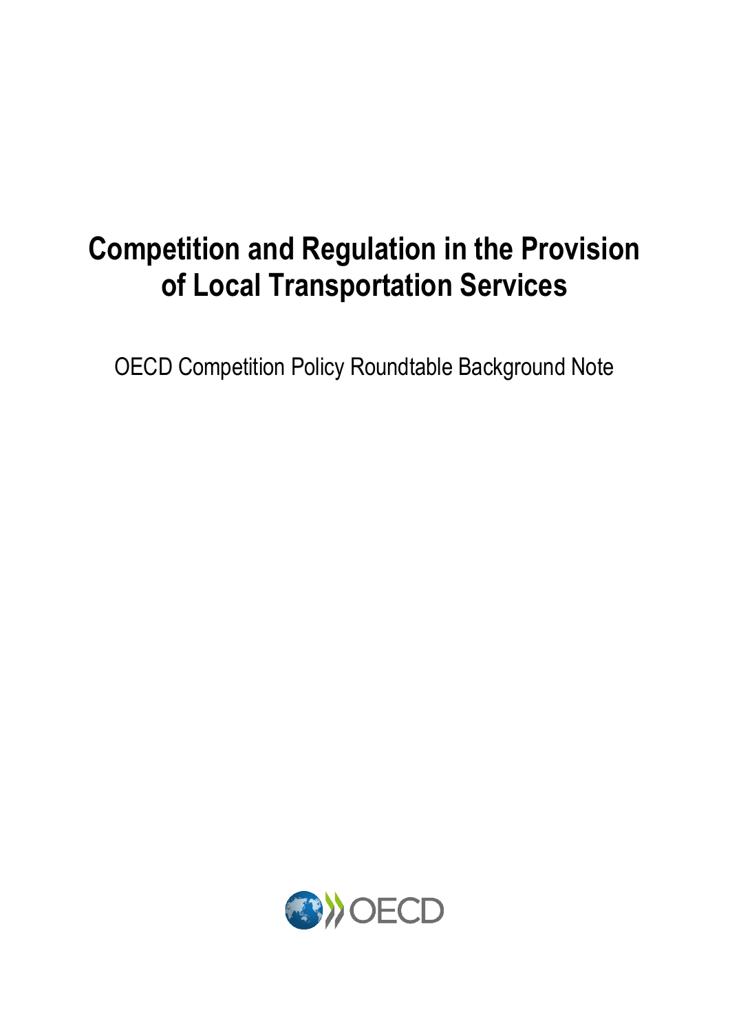# Competition and Regulation in the Provision of Local Transportation Services

OECD Competition Policy Roundtable Background Note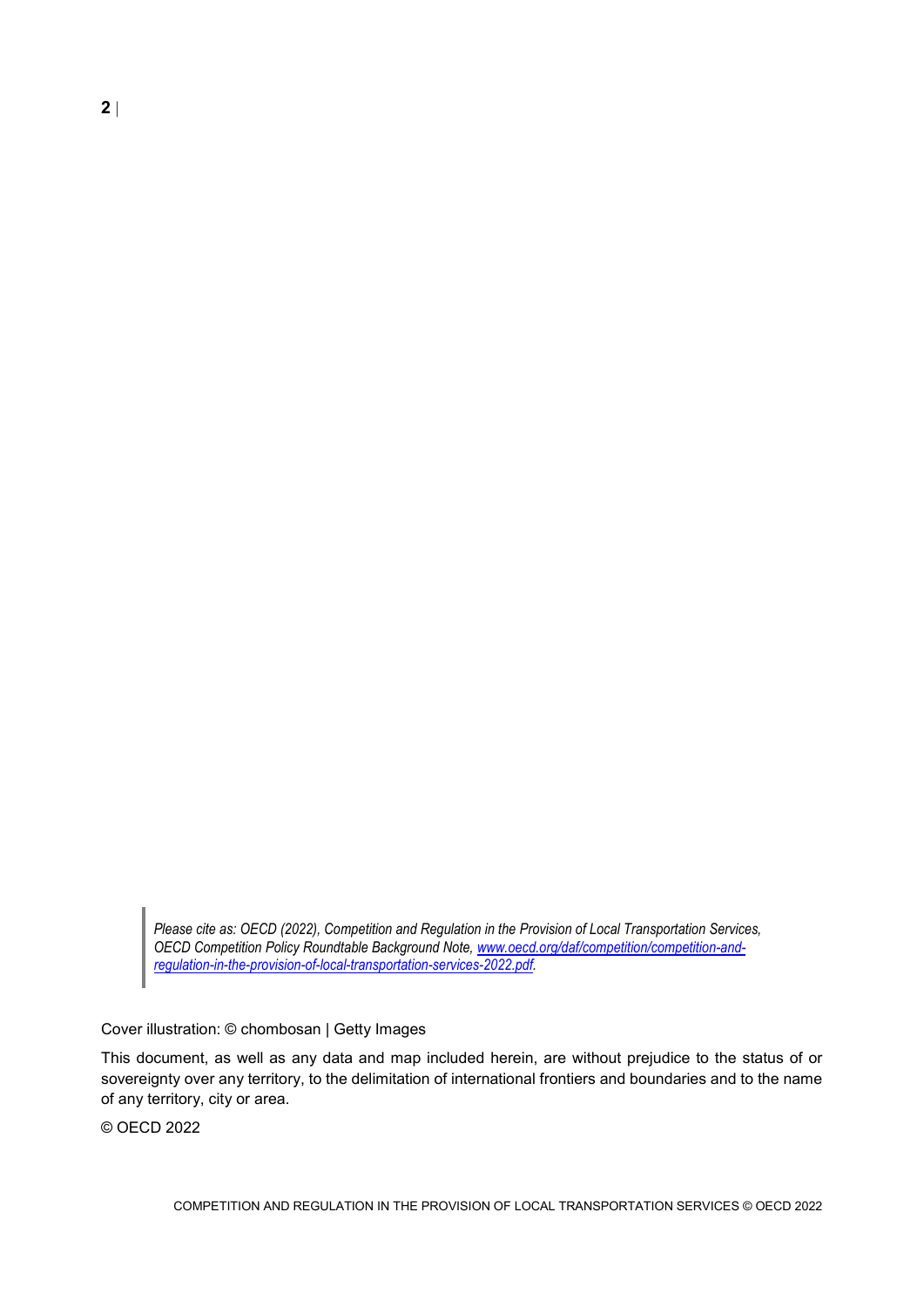*Please cite as: OECD (2022), Competition and Regulation in the Provision of Local Transportation Services, OECD Competition Policy Roundtable Background Note, [www.oecd.org/daf/competition/competition-and-regulation-in-the-provision-of-local-transportation-services-2022.pdf](www.oecd.org/daf/competition/competition-and-regulation-in-the-provision-of-local-transportation-services-2022.pdf).*

Cover illustration: © chombosan | Getty Images

This document, as well as any data and map included herein, are without prejudice to the status of or sovereignty over any territory, to the delimitation of international frontiers and boundaries and to the name of any territory, city or area.

© OECD 2022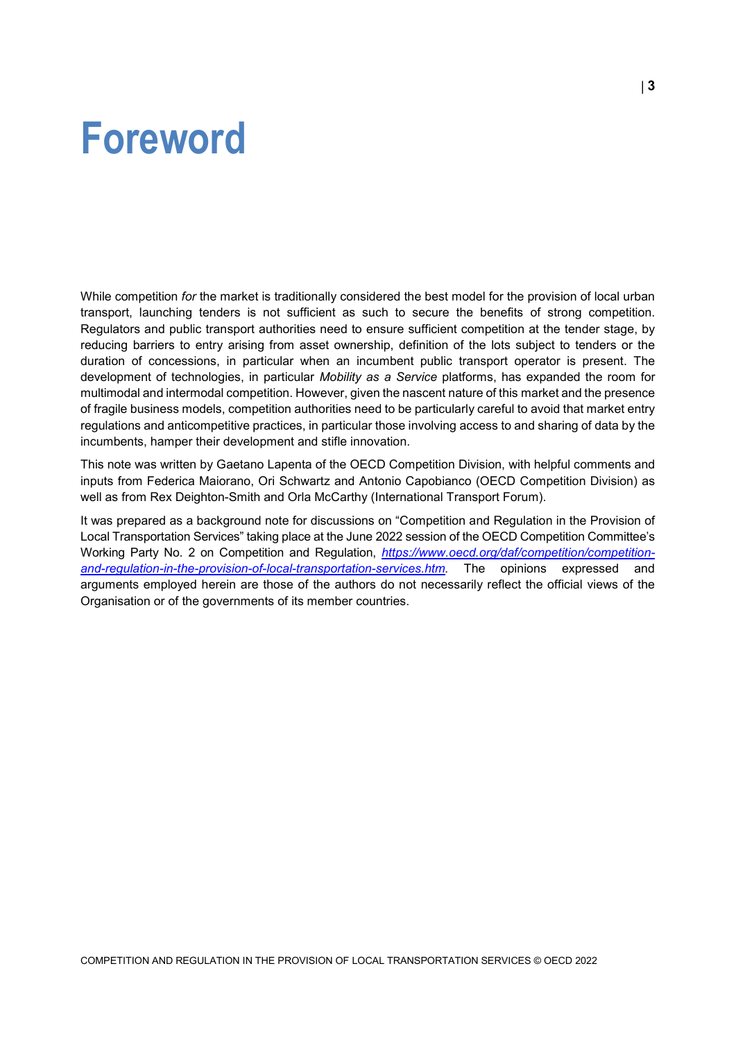# Foreword

While competition *for* the market is traditionally considered the best model for the provision of local urban transport, launching tenders is not sufficient as such to secure the benefits of strong competition. Regulators and public transport authorities need to ensure sufficient competition at the tender stage, by reducing barriers to entry arising from asset ownership, definition of the lots subject to tenders or the duration of concessions, in particular when an incumbent public transport operator is present. The development of technologies, in particular *Mobility as a Service* platforms, has expanded the room for multimodal and intermodal competition. However, given the nascent nature of this market and the presence of fragile business models, competition authorities need to be particularly careful to avoid that market entry regulations and anticompetitive practices, in particular those involving access to and sharing of data by the incumbents, hamper their development and stifle innovation.

This note was written by Gaetano Lapenta of the OECD Competition Division, with helpful comments and inputs from Federica Maiorano, Ori Schwartz and Antonio Capobianco (OECD Competition Division) as well as from Rex Deighton-Smith and Orla McCarthy (International Transport Forum).

It was prepared as a background note for discussions on "Competition and Regulation in the Provision of Local Transportation Services" taking place at the June 2022 session of the OECD Competition Committee's Working Party No. 2 on Competition and Regulation, *https://www.oecd.org/daf/competition/competition-and-regulation-in-the-provision-of-local-transportation-services.htm*. The opinions expressed and arguments employed herein are those of the authors do not necessarily reflect the official views of the Organisation or of the governments of its member countries.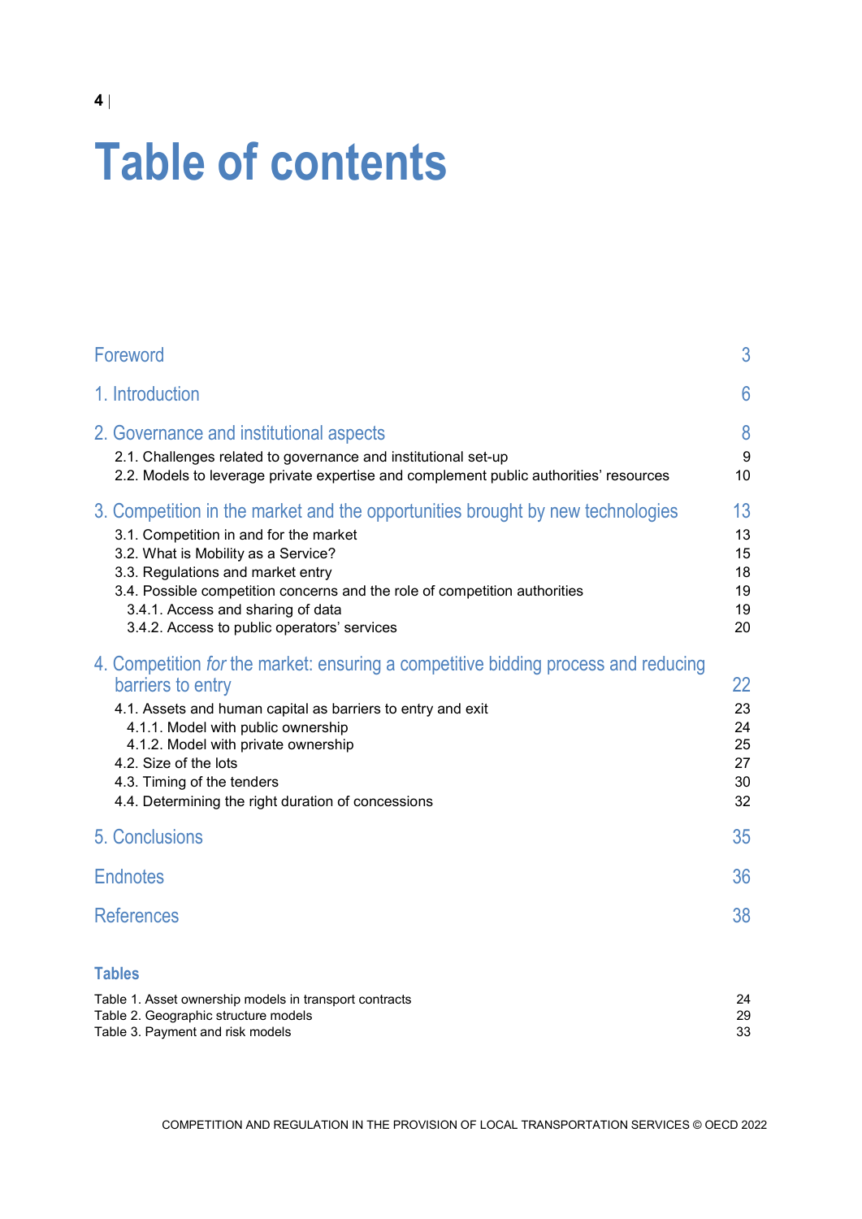# Table of contents

| | |
|---|---|
| Foreword | 3 |
| 1. Introduction | 6 |
| 2. Governance and institutional aspects | 8 |
| 2.1. Challenges related to governance and institutional set-up | 9 |
| 2.2. Models to leverage private expertise and complement public authorities' resources | 10 |
| 3. Competition in the market and the opportunities brought by new technologies | 13 |
| 3.1. Competition in and for the market | 13 |
| 3.2. What is Mobility as a Service? | 15 |
| 3.3. Regulations and market entry | 18 |
| 3.4. Possible competition concerns and the role of competition authorities | 19 |
| 3.4.1. Access and sharing of data | 19 |
| 3.4.2. Access to public operators' services | 20 |
| 4. Competition *for* the market: ensuring a competitive bidding process and reducing barriers to entry | 22 |
| 4.1. Assets and human capital as barriers to entry and exit | 23 |
| 4.1.1. Model with public ownership | 24 |
| 4.1.2. Model with private ownership | 25 |
| 4.2. Size of the lots | 27 |
| 4.3. Timing of the tenders | 30 |
| 4.4. Determining the right duration of concessions | 32 |
| 5. Conclusions | 35 |
| Endnotes | 36 |
| References | 38 |

### Tables

| | |
|---|---|
| Table 1. Asset ownership models in transport contracts | 24 |
| Table 2. Geographic structure models | 29 |
| Table 3. Payment and risk models | 33 |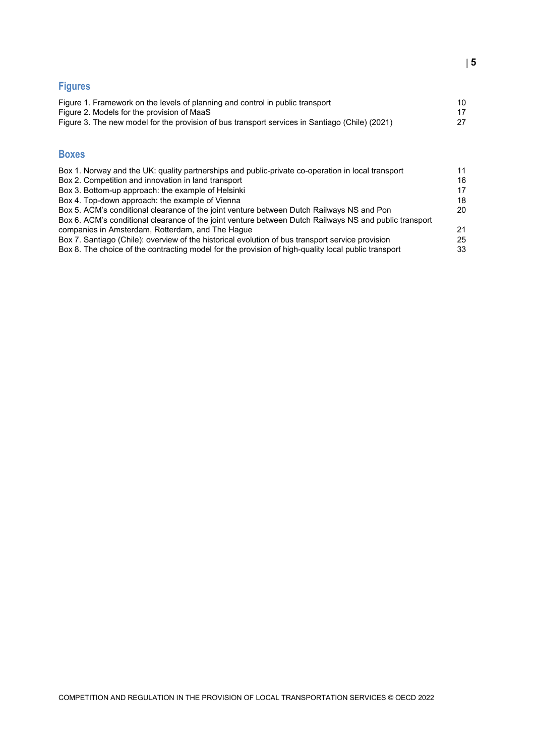## Figures

Figure 1. Framework on the levels of planning and control in public transport 10
Figure 2. Models for the provision of MaaS 17
Figure 3. The new model for the provision of bus transport services in Santiago (Chile) (2021) 27

## Boxes

Box 1. Norway and the UK: quality partnerships and public-private co-operation in local transport 11
Box 2. Competition and innovation in land transport 16
Box 3. Bottom-up approach: the example of Helsinki 17
Box 4. Top-down approach: the example of Vienna 18
Box 5. ACM's conditional clearance of the joint venture between Dutch Railways NS and Pon 20
Box 6. ACM's conditional clearance of the joint venture between Dutch Railways NS and public transport companies in Amsterdam, Rotterdam, and The Hague 21
Box 7. Santiago (Chile): overview of the historical evolution of bus transport service provision 25
Box 8. The choice of the contracting model for the provision of high-quality local public transport 33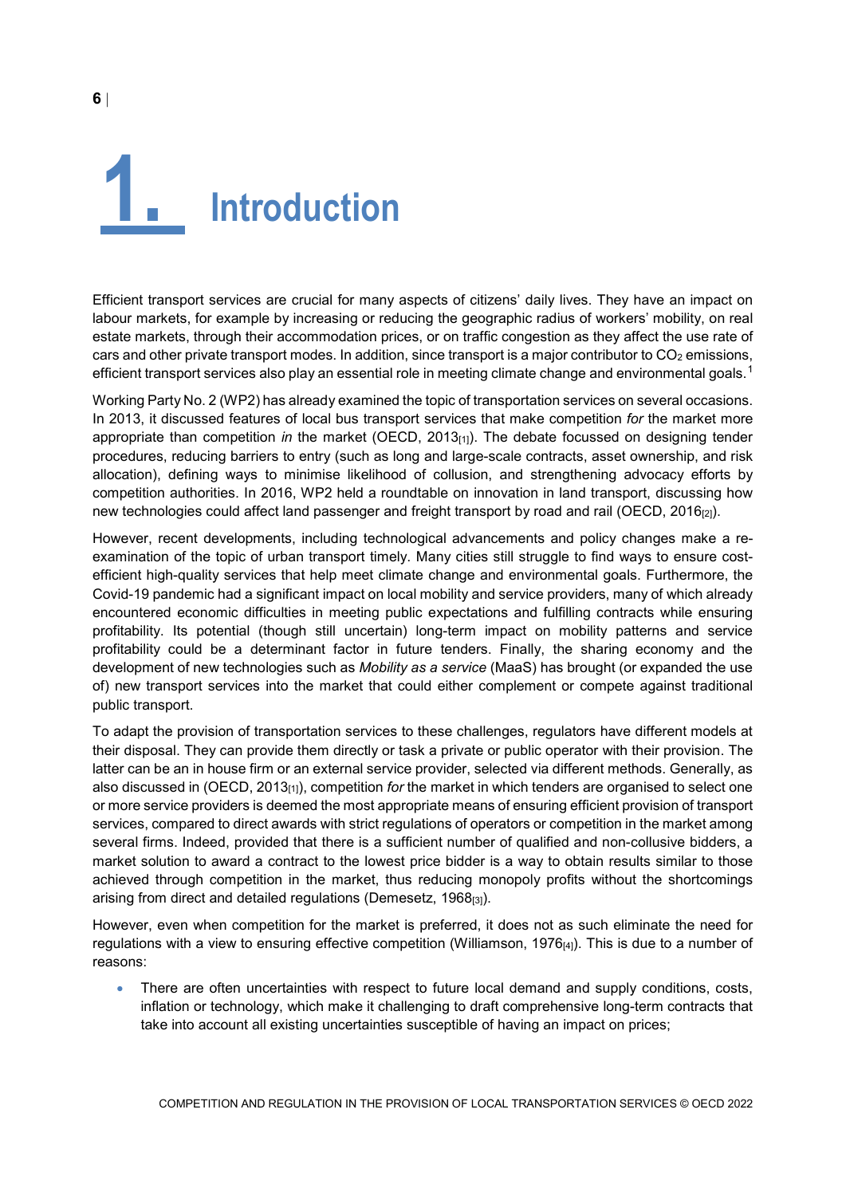# 1. Introduction

Efficient transport services are crucial for many aspects of citizens' daily lives. They have an impact on labour markets, for example by increasing or reducing the geographic radius of workers' mobility, on real estate markets, through their accommodation prices, or on traffic congestion as they affect the use rate of cars and other private transport modes. In addition, since transport is a major contributor to $CO_2$ emissions, efficient transport services also play an essential role in meeting climate change and environmental goals.[1]

Working Party No. 2 (WP2) has already examined the topic of transportation services on several occasions. In 2013, it discussed features of local bus transport services that make competition *for* the market more appropriate than competition *in* the market (OECD, 2013[1]). The debate focussed on designing tender procedures, reducing barriers to entry (such as long and large-scale contracts, asset ownership, and risk allocation), defining ways to minimise likelihood of collusion, and strengthening advocacy efforts by competition authorities. In 2016, WP2 held a roundtable on innovation in land transport, discussing how new technologies could affect land passenger and freight transport by road and rail (OECD, 2016[2]).

However, recent developments, including technological advancements and policy changes make a re-examination of the topic of urban transport timely. Many cities still struggle to find ways to ensure cost-efficient high-quality services that help meet climate change and environmental goals. Furthermore, the Covid-19 pandemic had a significant impact on local mobility and service providers, many of which already encountered economic difficulties in meeting public expectations and fulfilling contracts while ensuring profitability. Its potential (though still uncertain) long-term impact on mobility patterns and service profitability could be a determinant factor in future tenders. Finally, the sharing economy and the development of new technologies such as *Mobility as a service* (MaaS) has brought (or expanded the use of) new transport services into the market that could either complement or compete against traditional public transport.

To adapt the provision of transportation services to these challenges, regulators have different models at their disposal. They can provide them directly or task a private or public operator with their provision. The latter can be an in house firm or an external service provider, selected via different methods. Generally, as also discussed in (OECD, 2013[1]), competition *for* the market in which tenders are organised to select one or more service providers is deemed the most appropriate means of ensuring efficient provision of transport services, compared to direct awards with strict regulations of operators or competition in the market among several firms. Indeed, provided that there is a sufficient number of qualified and non-collusive bidders, a market solution to award a contract to the lowest price bidder is a way to obtain results similar to those achieved through competition in the market, thus reducing monopoly profits without the shortcomings arising from direct and detailed regulations (Demesetz, 1968[3]).

However, even when competition for the market is preferred, it does not as such eliminate the need for regulations with a view to ensuring effective competition (Williamson, 1976[4]). This is due to a number of reasons:

- There are often uncertainties with respect to future local demand and supply conditions, costs, inflation or technology, which make it challenging to draft comprehensive long-term contracts that take into account all existing uncertainties susceptible of having an impact on prices;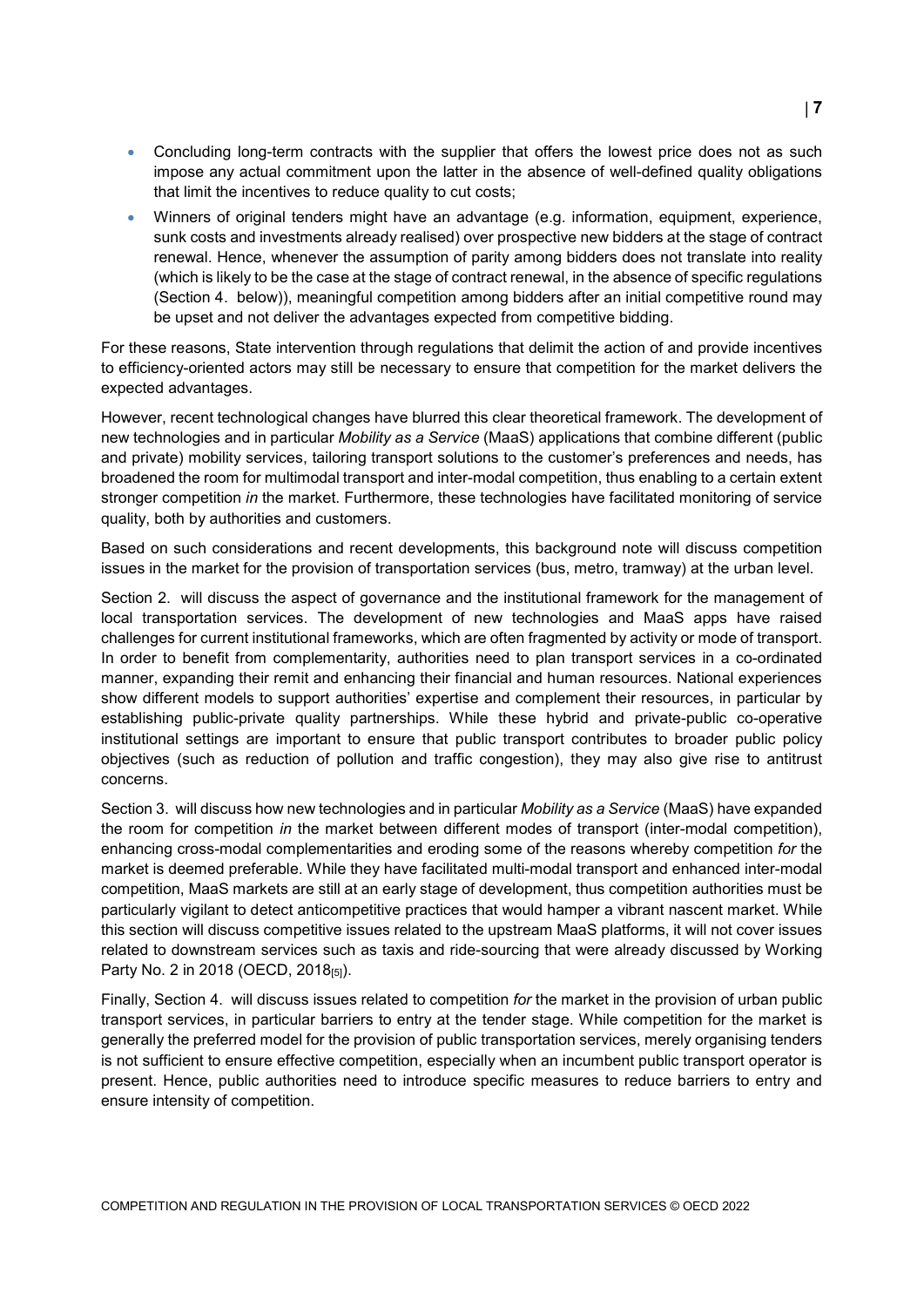- Concluding long-term contracts with the supplier that offers the lowest price does not as such impose any actual commitment upon the latter in the absence of well-defined quality obligations that limit the incentives to reduce quality to cut costs;
- Winners of original tenders might have an advantage (e.g. information, equipment, experience, sunk costs and investments already realised) over prospective new bidders at the stage of contract renewal. Hence, whenever the assumption of parity among bidders does not translate into reality (which is likely to be the case at the stage of contract renewal, in the absence of specific regulations (Section 4. below)), meaningful competition among bidders after an initial competitive round may be upset and not deliver the advantages expected from competitive bidding.

For these reasons, State intervention through regulations that delimit the action of and provide incentives to efficiency-oriented actors may still be necessary to ensure that competition for the market delivers the expected advantages.

However, recent technological changes have blurred this clear theoretical framework. The development of new technologies and in particular *Mobility as a Service* (MaaS) applications that combine different (public and private) mobility services, tailoring transport solutions to the customer's preferences and needs, has broadened the room for multimodal transport and inter-modal competition, thus enabling to a certain extent stronger competition *in* the market. Furthermore, these technologies have facilitated monitoring of service quality, both by authorities and customers.

Based on such considerations and recent developments, this background note will discuss competition issues in the market for the provision of transportation services (bus, metro, tramway) at the urban level.

Section 2. will discuss the aspect of governance and the institutional framework for the management of local transportation services. The development of new technologies and MaaS apps have raised challenges for current institutional frameworks, which are often fragmented by activity or mode of transport. In order to benefit from complementarity, authorities need to plan transport services in a co-ordinated manner, expanding their remit and enhancing their financial and human resources. National experiences show different models to support authorities' expertise and complement their resources, in particular by establishing public-private quality partnerships. While these hybrid and private-public co-operative institutional settings are important to ensure that public transport contributes to broader public policy objectives (such as reduction of pollution and traffic congestion), they may also give rise to antitrust concerns.

Section 3. will discuss how new technologies and in particular *Mobility as a Service* (MaaS) have expanded the room for competition *in* the market between different modes of transport (inter-modal competition), enhancing cross-modal complementarities and eroding some of the reasons whereby competition *for* the market is deemed preferable. While they have facilitated multi-modal transport and enhanced inter-modal competition, MaaS markets are still at an early stage of development, thus competition authorities must be particularly vigilant to detect anticompetitive practices that would hamper a vibrant nascent market. While this section will discuss competitive issues related to the upstream MaaS platforms, it will not cover issues related to downstream services such as taxis and ride-sourcing that were already discussed by Working Party No. 2 in 2018 (OECD, 2018[5]).

Finally, Section 4. will discuss issues related to competition *for* the market in the provision of urban public transport services, in particular barriers to entry at the tender stage. While competition for the market is generally the preferred model for the provision of public transportation services, merely organising tenders is not sufficient to ensure effective competition, especially when an incumbent public transport operator is present. Hence, public authorities need to introduce specific measures to reduce barriers to entry and ensure intensity of competition.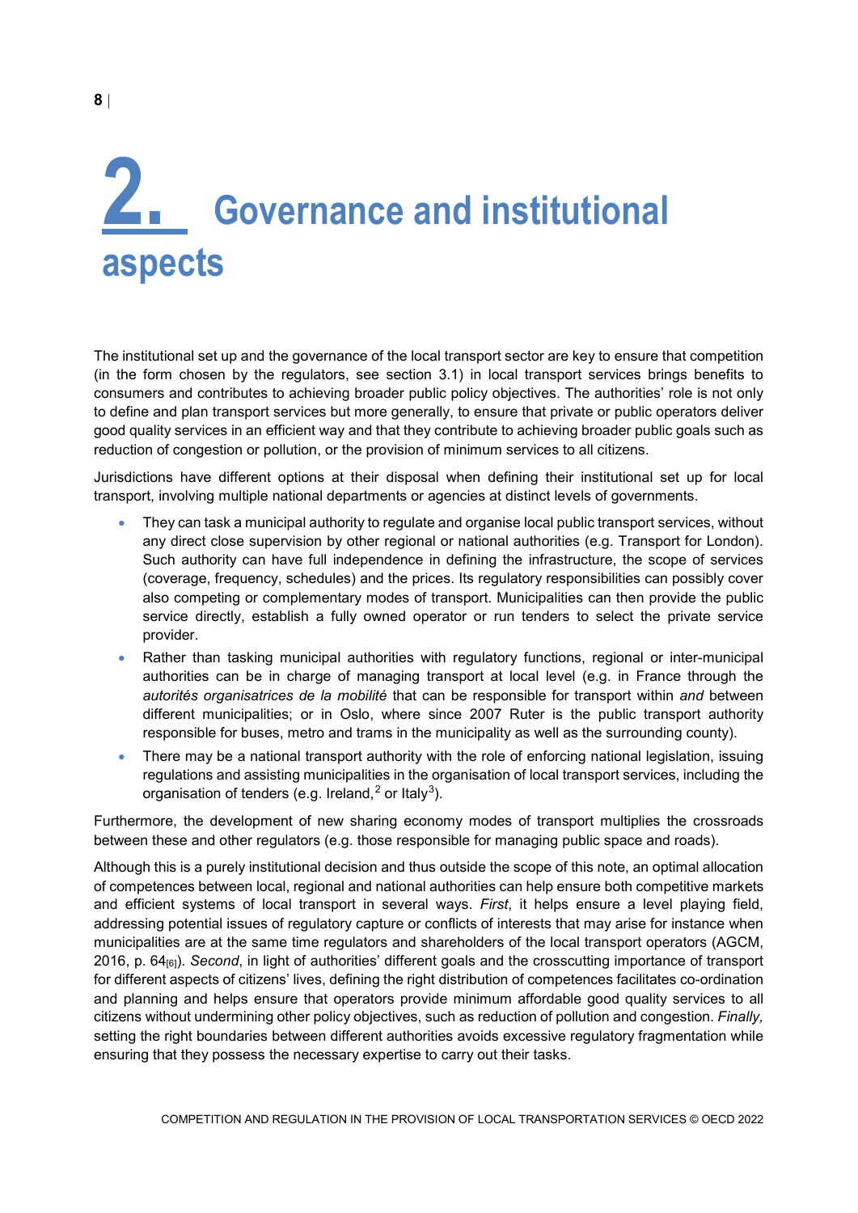# 2. Governance and institutional aspects

The institutional set up and the governance of the local transport sector are key to ensure that competition (in the form chosen by the regulators, see section 3.1) in local transport services brings benefits to consumers and contributes to achieving broader public policy objectives. The authorities' role is not only to define and plan transport services but more generally, to ensure that private or public operators deliver good quality services in an efficient way and that they contribute to achieving broader public goals such as reduction of congestion or pollution, or the provision of minimum services to all citizens.

Jurisdictions have different options at their disposal when defining their institutional set up for local transport, involving multiple national departments or agencies at distinct levels of governments.

- They can task a municipal authority to regulate and organise local public transport services, without any direct close supervision by other regional or national authorities (e.g. Transport for London). Such authority can have full independence in defining the infrastructure, the scope of services (coverage, frequency, schedules) and the prices. Its regulatory responsibilities can possibly cover also competing or complementary modes of transport. Municipalities can then provide the public service directly, establish a fully owned operator or run tenders to select the private service provider.
- Rather than tasking municipal authorities with regulatory functions, regional or inter-municipal authorities can be in charge of managing transport at local level (e.g. in France through the *autorités organisatrices de la mobilité* that can be responsible for transport within *and* between different municipalities; or in Oslo, where since 2007 Ruter is the public transport authority responsible for buses, metro and trams in the municipality as well as the surrounding county).
- There may be a national transport authority with the role of enforcing national legislation, issuing regulations and assisting municipalities in the organisation of local transport services, including the organisation of tenders (e.g. Ireland,[2] or Italy[3]).

Furthermore, the development of new sharing economy modes of transport multiplies the crossroads between these and other regulators (e.g. those responsible for managing public space and roads).

Although this is a purely institutional decision and thus outside the scope of this note, an optimal allocation of competences between local, regional and national authorities can help ensure both competitive markets and efficient systems of local transport in several ways. *First*, it helps ensure a level playing field, addressing potential issues of regulatory capture or conflicts of interests that may arise for instance when municipalities are at the same time regulators and shareholders of the local transport operators (AGCM, 2016, p. 64[6]). *Second*, in light of authorities' different goals and the crosscutting importance of transport for different aspects of citizens' lives, defining the right distribution of competences facilitates co-ordination and planning and helps ensure that operators provide minimum affordable good quality services to all citizens without undermining other policy objectives, such as reduction of pollution and congestion. *Finally,* setting the right boundaries between different authorities avoids excessive regulatory fragmentation while ensuring that they possess the necessary expertise to carry out their tasks.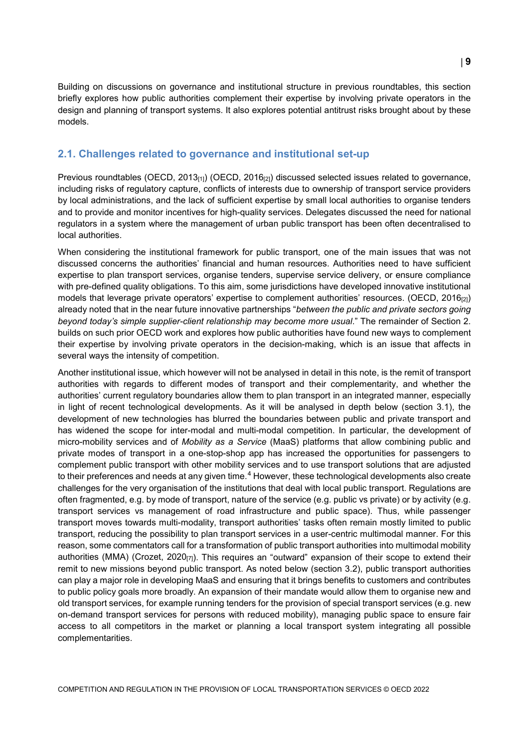Building on discussions on governance and institutional structure in previous roundtables, this section briefly explores how public authorities complement their expertise by involving private operators in the design and planning of transport systems. It also explores potential antitrust risks brought about by these models.

## 2.1. Challenges related to governance and institutional set-up

Previous roundtables (OECD, 2013[1]) (OECD, 2016[2]) discussed selected issues related to governance, including risks of regulatory capture, conflicts of interests due to ownership of transport service providers by local administrations, and the lack of sufficient expertise by small local authorities to organise tenders and to provide and monitor incentives for high-quality services. Delegates discussed the need for national regulators in a system where the management of urban public transport has been often decentralised to local authorities.

When considering the institutional framework for public transport, one of the main issues that was not discussed concerns the authorities' financial and human resources. Authorities need to have sufficient expertise to plan transport services, organise tenders, supervise service delivery, or ensure compliance with pre-defined quality obligations. To this aim, some jurisdictions have developed innovative institutional models that leverage private operators' expertise to complement authorities' resources. (OECD, 2016[2]) already noted that in the near future innovative partnerships "*between the public and private sectors going beyond today's simple supplier-client relationship may become more usual*." The remainder of Section 2. builds on such prior OECD work and explores how public authorities have found new ways to complement their expertise by involving private operators in the decision-making, which is an issue that affects in several ways the intensity of competition.

Another institutional issue, which however will not be analysed in detail in this note, is the remit of transport authorities with regards to different modes of transport and their complementarity, and whether the authorities' current regulatory boundaries allow them to plan transport in an integrated manner, especially in light of recent technological developments. As it will be analysed in depth below (section 3.1), the development of new technologies has blurred the boundaries between public and private transport and has widened the scope for inter-modal and multi-modal competition. In particular, the development of micro-mobility services and of *Mobility as a Service* (MaaS) platforms that allow combining public and private modes of transport in a one-stop-shop app has increased the opportunities for passengers to complement public transport with other mobility services and to use transport solutions that are adjusted to their preferences and needs at any given time.[4] However, these technological developments also create challenges for the very organisation of the institutions that deal with local public transport. Regulations are often fragmented, e.g. by mode of transport, nature of the service (e.g. public vs private) or by activity (e.g. transport services vs management of road infrastructure and public space). Thus, while passenger transport moves towards multi-modality, transport authorities' tasks often remain mostly limited to public transport, reducing the possibility to plan transport services in a user-centric multimodal manner. For this reason, some commentators call for a transformation of public transport authorities into multimodal mobility authorities (MMA) (Crozet, 2020[7]). This requires an "outward" expansion of their scope to extend their remit to new missions beyond public transport. As noted below (section 3.2), public transport authorities can play a major role in developing MaaS and ensuring that it brings benefits to customers and contributes to public policy goals more broadly. An expansion of their mandate would allow them to organise new and old transport services, for example running tenders for the provision of special transport services (e.g. new on-demand transport services for persons with reduced mobility), managing public space to ensure fair access to all competitors in the market or planning a local transport system integrating all possible complementarities.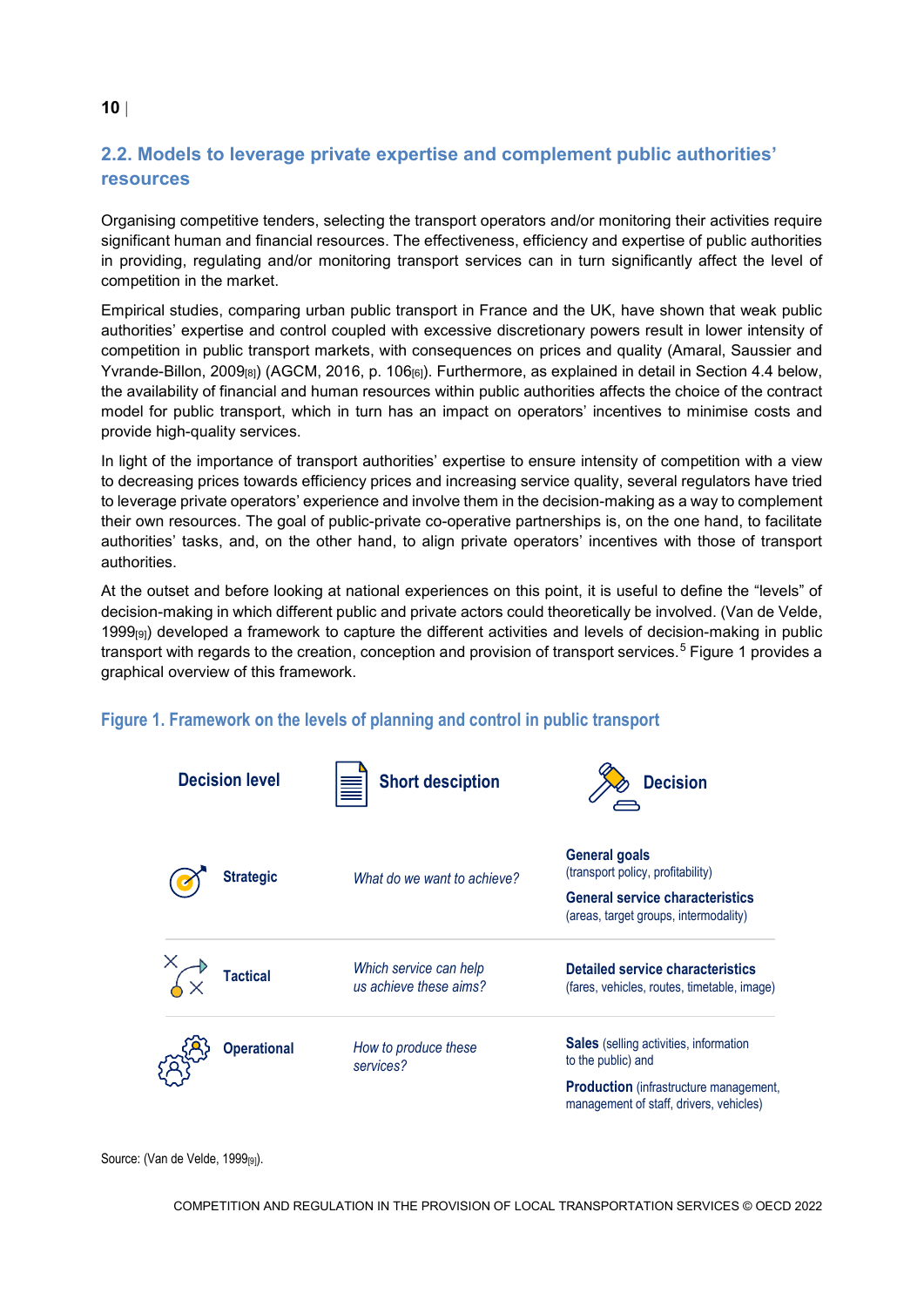## 2.2. Models to leverage private expertise and complement public authorities' resources

Organising competitive tenders, selecting the transport operators and/or monitoring their activities require significant human and financial resources. The effectiveness, efficiency and expertise of public authorities in providing, regulating and/or monitoring transport services can in turn significantly affect the level of competition in the market.

Empirical studies, comparing urban public transport in France and the UK, have shown that weak public authorities' expertise and control coupled with excessive discretionary powers result in lower intensity of competition in public transport markets, with consequences on prices and quality (Amaral, Saussier and Yvrande-Billon, 2009[8]) (AGCM, 2016, p. 106[6]). Furthermore, as explained in detail in Section 4.4 below, the availability of financial and human resources within public authorities affects the choice of the contract model for public transport, which in turn has an impact on operators' incentives to minimise costs and provide high-quality services.

In light of the importance of transport authorities' expertise to ensure intensity of competition with a view to decreasing prices towards efficiency prices and increasing service quality, several regulators have tried to leverage private operators' experience and involve them in the decision-making as a way to complement their own resources. The goal of public-private co-operative partnerships is, on the one hand, to facilitate authorities' tasks, and, on the other hand, to align private operators' incentives with those of transport authorities.

At the outset and before looking at national experiences on this point, it is useful to define the "levels" of decision-making in which different public and private actors could theoretically be involved. (Van de Velde, 1999[9]) developed a framework to capture the different activities and levels of decision-making in public transport with regards to the creation, conception and provision of transport services.[5] Figure 1 provides a graphical overview of this framework.

**Figure 1. Framework on the levels of planning and control in public transport**

| Decision level | Short desciption | Decision |
|---|---|---|
| **Strategic** | *What do we want to achieve?* | **General goals** (transport policy, profitability)<br>**General service characteristics** (areas, target groups, intermodality) |
| **Tactical** | *Which service can help us achieve these aims?* | **Detailed service characteristics** (fares, vehicles, routes, timetable, image) |
| **Operational** | *How to produce these services?* | **Sales** (selling activities, information to the public) and<br>**Production** (infrastructure management, management of staff, drivers, vehicles) |

Source: (Van de Velde, 1999[9]).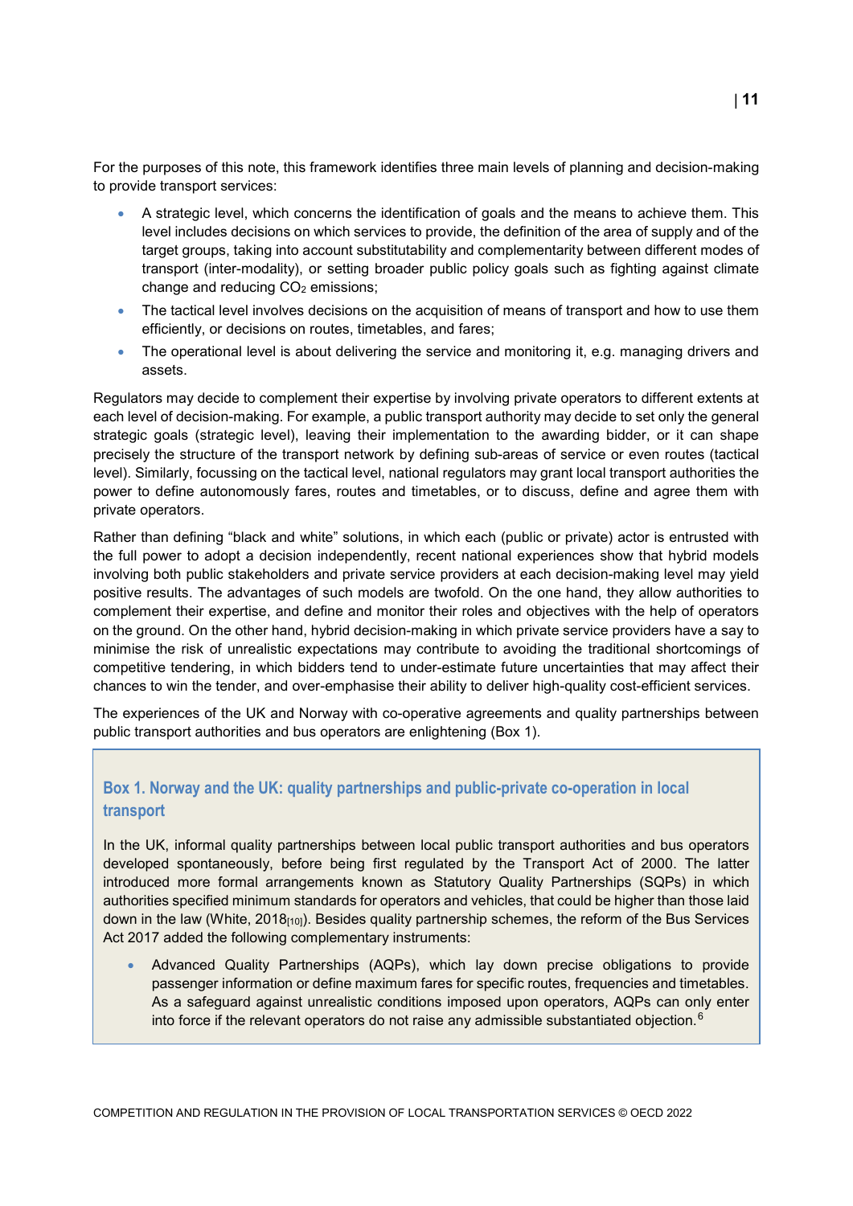For the purposes of this note, this framework identifies three main levels of planning and decision-making to provide transport services:

- A strategic level, which concerns the identification of goals and the means to achieve them. This level includes decisions on which services to provide, the definition of the area of supply and of the target groups, taking into account substitutability and complementarity between different modes of transport (inter-modality), or setting broader public policy goals such as fighting against climate change and reducing $CO_2$ emissions;
- The tactical level involves decisions on the acquisition of means of transport and how to use them efficiently, or decisions on routes, timetables, and fares;
- The operational level is about delivering the service and monitoring it, e.g. managing drivers and assets.

Regulators may decide to complement their expertise by involving private operators to different extents at each level of decision-making. For example, a public transport authority may decide to set only the general strategic goals (strategic level), leaving their implementation to the awarding bidder, or it can shape precisely the structure of the transport network by defining sub-areas of service or even routes (tactical level). Similarly, focussing on the tactical level, national regulators may grant local transport authorities the power to define autonomously fares, routes and timetables, or to discuss, define and agree them with private operators.

Rather than defining "black and white" solutions, in which each (public or private) actor is entrusted with the full power to adopt a decision independently, recent national experiences show that hybrid models involving both public stakeholders and private service providers at each decision-making level may yield positive results. The advantages of such models are twofold. On the one hand, they allow authorities to complement their expertise, and define and monitor their roles and objectives with the help of operators on the ground. On the other hand, hybrid decision-making in which private service providers have a say to minimise the risk of unrealistic expectations may contribute to avoiding the traditional shortcomings of competitive tendering, in which bidders tend to under-estimate future uncertainties that may affect their chances to win the tender, and over-emphasise their ability to deliver high-quality cost-efficient services.

The experiences of the UK and Norway with co-operative agreements and quality partnerships between public transport authorities and bus operators are enlightening (Box 1).

### Box 1. Norway and the UK: quality partnerships and public-private co-operation in local transport

In the UK, informal quality partnerships between local public transport authorities and bus operators developed spontaneously, before being first regulated by the Transport Act of 2000. The latter introduced more formal arrangements known as Statutory Quality Partnerships (SQPs) in which authorities specified minimum standards for operators and vehicles, that could be higher than those laid down in the law (White, 2018[10]). Besides quality partnership schemes, the reform of the Bus Services Act 2017 added the following complementary instruments:

- Advanced Quality Partnerships (AQPs), which lay down precise obligations to provide passenger information or define maximum fares for specific routes, frequencies and timetables. As a safeguard against unrealistic conditions imposed upon operators, AQPs can only enter into force if the relevant operators do not raise any admissible substantiated objection.[6]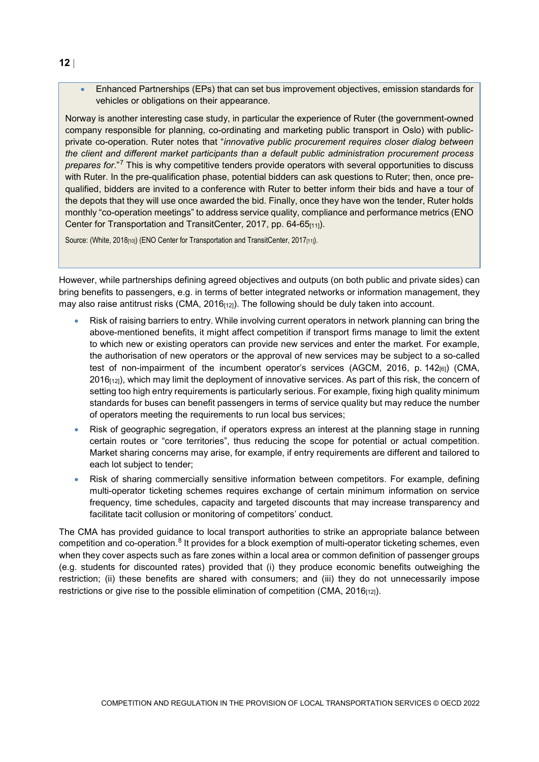- Enhanced Partnerships (EPs) that can set bus improvement objectives, emission standards for vehicles or obligations on their appearance.

Norway is another interesting case study, in particular the experience of Ruter (the government-owned company responsible for planning, co-ordinating and marketing public transport in Oslo) with public-private co-operation. Ruter notes that "*innovative public procurement requires closer dialog between the client and different market participants than a default public administration procurement process prepares for*."[7] This is why competitive tenders provide operators with several opportunities to discuss with Ruter. In the pre-qualification phase, potential bidders can ask questions to Ruter; then, once pre-qualified, bidders are invited to a conference with Ruter to better inform their bids and have a tour of the depots that they will use once awarded the bid. Finally, once they have won the tender, Ruter holds monthly "co-operation meetings" to address service quality, compliance and performance metrics (ENO Center for Transportation and TransitCenter, 2017, pp. 64-65[11]).

Source: (White, 2018[10]) (ENO Center for Transportation and TransitCenter, 2017[11]).

However, while partnerships defining agreed objectives and outputs (on both public and private sides) can bring benefits to passengers, e.g. in terms of better integrated networks or information management, they may also raise antitrust risks (CMA, 2016[12]). The following should be duly taken into account.

- Risk of raising barriers to entry. While involving current operators in network planning can bring the above-mentioned benefits, it might affect competition if transport firms manage to limit the extent to which new or existing operators can provide new services and enter the market. For example, the authorisation of new operators or the approval of new services may be subject to a so-called test of non-impairment of the incumbent operator's services (AGCM, 2016, p. 142[6]) (CMA, 2016[12]), which may limit the deployment of innovative services. As part of this risk, the concern of setting too high entry requirements is particularly serious. For example, fixing high quality minimum standards for buses can benefit passengers in terms of service quality but may reduce the number of operators meeting the requirements to run local bus services;
- Risk of geographic segregation, if operators express an interest at the planning stage in running certain routes or "core territories", thus reducing the scope for potential or actual competition. Market sharing concerns may arise, for example, if entry requirements are different and tailored to each lot subject to tender;
- Risk of sharing commercially sensitive information between competitors. For example, defining multi-operator ticketing schemes requires exchange of certain minimum information on service frequency, time schedules, capacity and targeted discounts that may increase transparency and facilitate tacit collusion or monitoring of competitors' conduct.

The CMA has provided guidance to local transport authorities to strike an appropriate balance between competition and co-operation.[8] It provides for a block exemption of multi-operator ticketing schemes, even when they cover aspects such as fare zones within a local area or common definition of passenger groups (e.g. students for discounted rates) provided that (i) they produce economic benefits outweighing the restriction; (ii) these benefits are shared with consumers; and (iii) they do not unnecessarily impose restrictions or give rise to the possible elimination of competition (CMA, 2016[12]).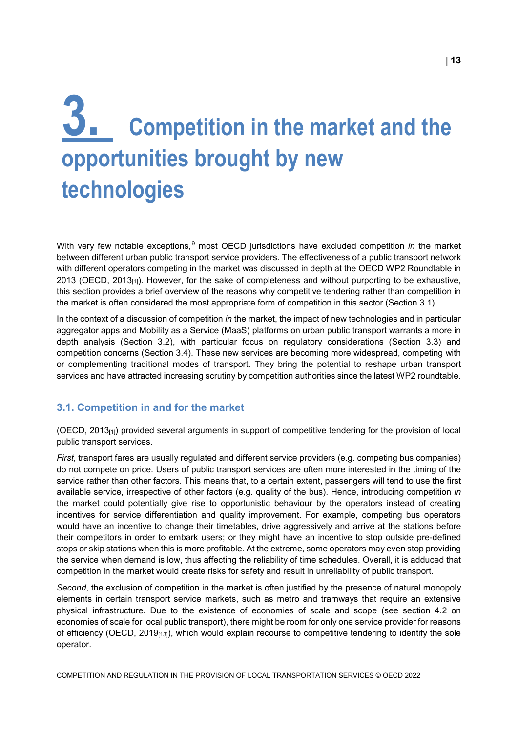# 3. Competition in the market and the opportunities brought by new technologies

With very few notable exceptions,[9] most OECD jurisdictions have excluded competition *in* the market between different urban public transport service providers. The effectiveness of a public transport network with different operators competing in the market was discussed in depth at the OECD WP2 Roundtable in 2013 (OECD, 2013[1]). However, for the sake of completeness and without purporting to be exhaustive, this section provides a brief overview of the reasons why competitive tendering rather than competition in the market is often considered the most appropriate form of competition in this sector (Section 3.1).

In the context of a discussion of competition *in* the market, the impact of new technologies and in particular aggregator apps and Mobility as a Service (MaaS) platforms on urban public transport warrants a more in depth analysis (Section 3.2), with particular focus on regulatory considerations (Section 3.3) and competition concerns (Section 3.4). These new services are becoming more widespread, competing with or complementing traditional modes of transport. They bring the potential to reshape urban transport services and have attracted increasing scrutiny by competition authorities since the latest WP2 roundtable.

## 3.1. Competition in and for the market

(OECD, 2013[1]) provided several arguments in support of competitive tendering for the provision of local public transport services.

*First*, transport fares are usually regulated and different service providers (e.g. competing bus companies) do not compete on price. Users of public transport services are often more interested in the timing of the service rather than other factors. This means that, to a certain extent, passengers will tend to use the first available service, irrespective of other factors (e.g. quality of the bus). Hence, introducing competition *in* the market could potentially give rise to opportunistic behaviour by the operators instead of creating incentives for service differentiation and quality improvement. For example, competing bus operators would have an incentive to change their timetables, drive aggressively and arrive at the stations before their competitors in order to embark users; or they might have an incentive to stop outside pre-defined stops or skip stations when this is more profitable. At the extreme, some operators may even stop providing the service when demand is low, thus affecting the reliability of time schedules. Overall, it is adduced that competition in the market would create risks for safety and result in unreliability of public transport.

*Second*, the exclusion of competition in the market is often justified by the presence of natural monopoly elements in certain transport service markets, such as metro and tramways that require an extensive physical infrastructure. Due to the existence of economies of scale and scope (see section 4.2 on economies of scale for local public transport), there might be room for only one service provider for reasons of efficiency (OECD, 2019[13]), which would explain recourse to competitive tendering to identify the sole operator.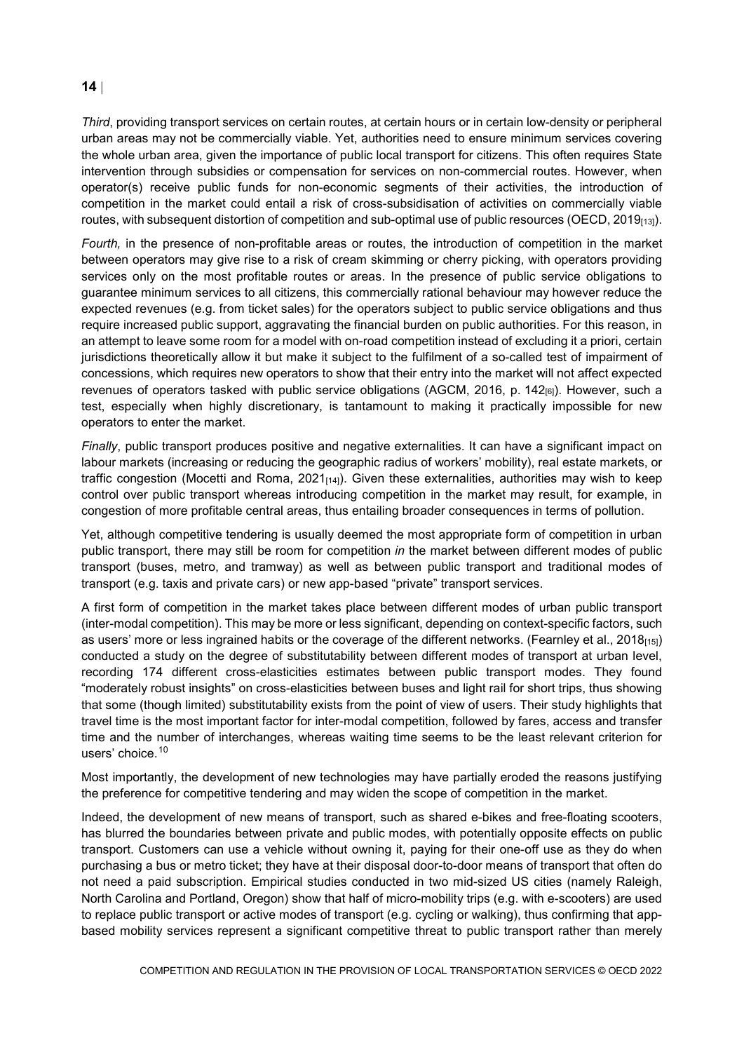*Third*, providing transport services on certain routes, at certain hours or in certain low-density or peripheral urban areas may not be commercially viable. Yet, authorities need to ensure minimum services covering the whole urban area, given the importance of public local transport for citizens. This often requires State intervention through subsidies or compensation for services on non-commercial routes. However, when operator(s) receive public funds for non-economic segments of their activities, the introduction of competition in the market could entail a risk of cross-subsidisation of activities on commercially viable routes, with subsequent distortion of competition and sub-optimal use of public resources (OECD, 2019[13]).

*Fourth,* in the presence of non-profitable areas or routes, the introduction of competition in the market between operators may give rise to a risk of cream skimming or cherry picking, with operators providing services only on the most profitable routes or areas. In the presence of public service obligations to guarantee minimum services to all citizens, this commercially rational behaviour may however reduce the expected revenues (e.g. from ticket sales) for the operators subject to public service obligations and thus require increased public support, aggravating the financial burden on public authorities. For this reason, in an attempt to leave some room for a model with on-road competition instead of excluding it a priori, certain jurisdictions theoretically allow it but make it subject to the fulfilment of a so-called test of impairment of concessions, which requires new operators to show that their entry into the market will not affect expected revenues of operators tasked with public service obligations (AGCM, 2016, p. 142[6]). However, such a test, especially when highly discretionary, is tantamount to making it practically impossible for new operators to enter the market.

*Finally*, public transport produces positive and negative externalities. It can have a significant impact on labour markets (increasing or reducing the geographic radius of workers' mobility), real estate markets, or traffic congestion (Mocetti and Roma, 2021[14]). Given these externalities, authorities may wish to keep control over public transport whereas introducing competition in the market may result, for example, in congestion of more profitable central areas, thus entailing broader consequences in terms of pollution.

Yet, although competitive tendering is usually deemed the most appropriate form of competition in urban public transport, there may still be room for competition *in* the market between different modes of public transport (buses, metro, and tramway) as well as between public transport and traditional modes of transport (e.g. taxis and private cars) or new app-based "private" transport services.

A first form of competition in the market takes place between different modes of urban public transport (inter-modal competition). This may be more or less significant, depending on context-specific factors, such as users' more or less ingrained habits or the coverage of the different networks. (Fearnley et al., 2018[15]) conducted a study on the degree of substitutability between different modes of transport at urban level, recording 174 different cross-elasticities estimates between public transport modes. They found "moderately robust insights" on cross-elasticities between buses and light rail for short trips, thus showing that some (though limited) substitutability exists from the point of view of users. Their study highlights that travel time is the most important factor for inter-modal competition, followed by fares, access and transfer time and the number of interchanges, whereas waiting time seems to be the least relevant criterion for users' choice.[10]

Most importantly, the development of new technologies may have partially eroded the reasons justifying the preference for competitive tendering and may widen the scope of competition in the market.

Indeed, the development of new means of transport, such as shared e-bikes and free-floating scooters, has blurred the boundaries between private and public modes, with potentially opposite effects on public transport. Customers can use a vehicle without owning it, paying for their one-off use as they do when purchasing a bus or metro ticket; they have at their disposal door-to-door means of transport that often do not need a paid subscription. Empirical studies conducted in two mid-sized US cities (namely Raleigh, North Carolina and Portland, Oregon) show that half of micro-mobility trips (e.g. with e-scooters) are used to replace public transport or active modes of transport (e.g. cycling or walking), thus confirming that app-based mobility services represent a significant competitive threat to public transport rather than merely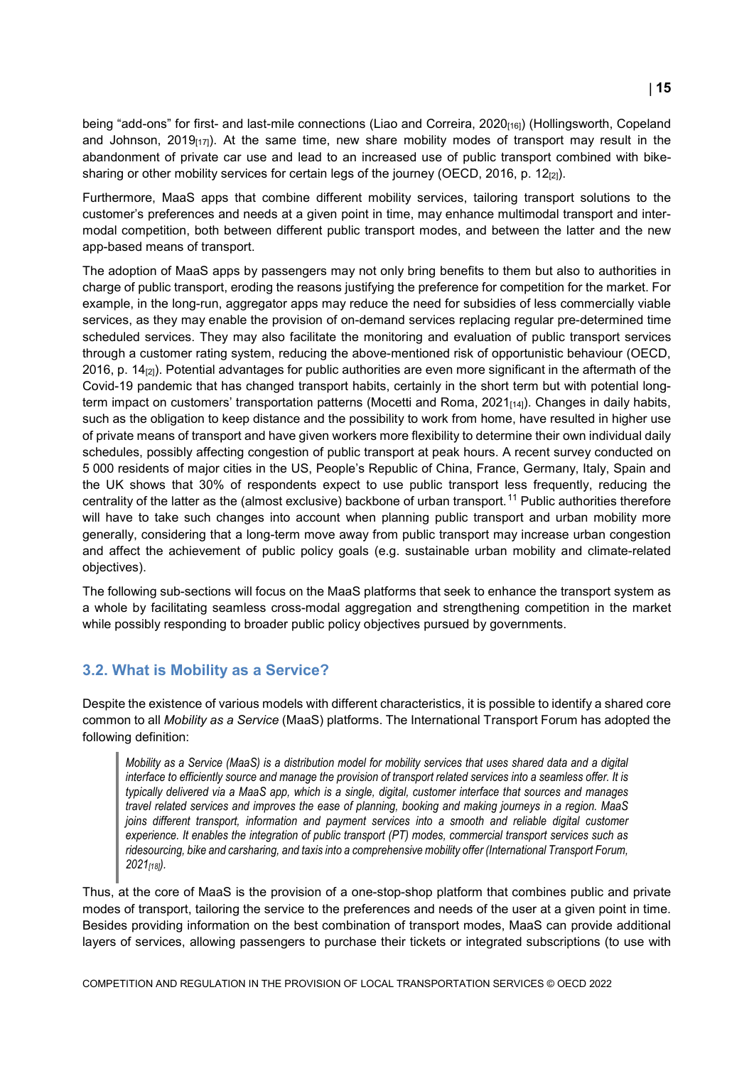being "add-ons" for first- and last-mile connections (Liao and Correira, 2020[16]) (Hollingsworth, Copeland and Johnson, 2019[17]). At the same time, new share mobility modes of transport may result in the abandonment of private car use and lead to an increased use of public transport combined with bike-sharing or other mobility services for certain legs of the journey (OECD, 2016, p. 12[2]).

Furthermore, MaaS apps that combine different mobility services, tailoring transport solutions to the customer's preferences and needs at a given point in time, may enhance multimodal transport and inter-modal competition, both between different public transport modes, and between the latter and the new app-based means of transport.

The adoption of MaaS apps by passengers may not only bring benefits to them but also to authorities in charge of public transport, eroding the reasons justifying the preference for competition for the market. For example, in the long-run, aggregator apps may reduce the need for subsidies of less commercially viable services, as they may enable the provision of on-demand services replacing regular pre-determined time scheduled services. They may also facilitate the monitoring and evaluation of public transport services through a customer rating system, reducing the above-mentioned risk of opportunistic behaviour (OECD, 2016, p. 14[2]). Potential advantages for public authorities are even more significant in the aftermath of the Covid-19 pandemic that has changed transport habits, certainly in the short term but with potential long-term impact on customers' transportation patterns (Mocetti and Roma, 2021[14]). Changes in daily habits, such as the obligation to keep distance and the possibility to work from home, have resulted in higher use of private means of transport and have given workers more flexibility to determine their own individual daily schedules, possibly affecting congestion of public transport at peak hours. A recent survey conducted on 5 000 residents of major cities in the US, People's Republic of China, France, Germany, Italy, Spain and the UK shows that 30% of respondents expect to use public transport less frequently, reducing the centrality of the latter as the (almost exclusive) backbone of urban transport.[11] Public authorities therefore will have to take such changes into account when planning public transport and urban mobility more generally, considering that a long-term move away from public transport may increase urban congestion and affect the achievement of public policy goals (e.g. sustainable urban mobility and climate-related objectives).

The following sub-sections will focus on the MaaS platforms that seek to enhance the transport system as a whole by facilitating seamless cross-modal aggregation and strengthening competition in the market while possibly responding to broader public policy objectives pursued by governments.

## 3.2. What is Mobility as a Service?

Despite the existence of various models with different characteristics, it is possible to identify a shared core common to all *Mobility as a Service* (MaaS) platforms. The International Transport Forum has adopted the following definition:

> *Mobility as a Service (MaaS) is a distribution model for mobility services that uses shared data and a digital interface to efficiently source and manage the provision of transport related services into a seamless offer. It is typically delivered via a MaaS app, which is a single, digital, customer interface that sources and manages travel related services and improves the ease of planning, booking and making journeys in a region. MaaS joins different transport, information and payment services into a smooth and reliable digital customer experience. It enables the integration of public transport (PT) modes, commercial transport services such as ridesourcing, bike and carsharing, and taxis into a comprehensive mobility offer (International Transport Forum, 2021[18]).*

Thus, at the core of MaaS is the provision of a one-stop-shop platform that combines public and private modes of transport, tailoring the service to the preferences and needs of the user at a given point in time. Besides providing information on the best combination of transport modes, MaaS can provide additional layers of services, allowing passengers to purchase their tickets or integrated subscriptions (to use with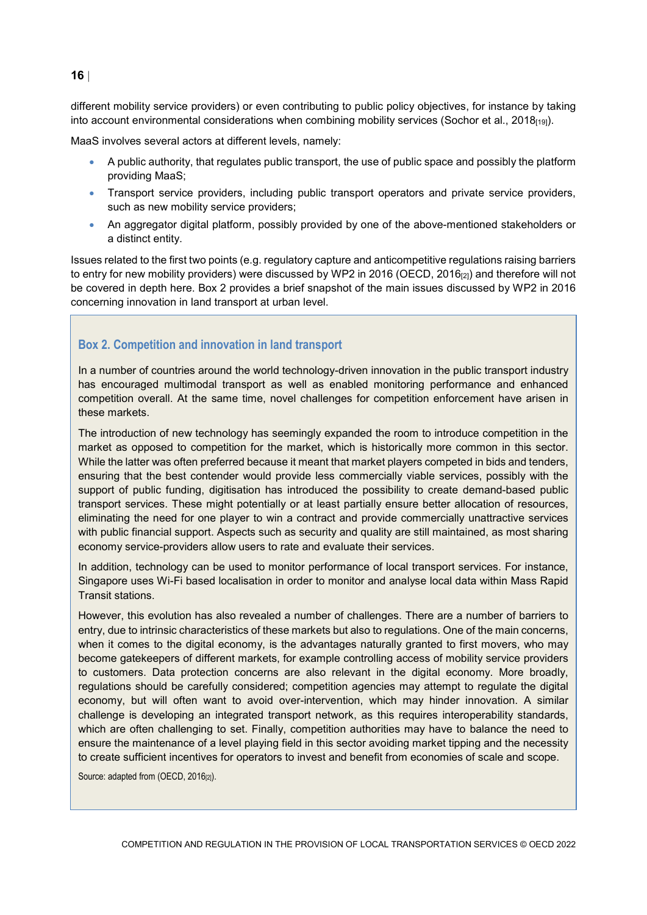different mobility service providers) or even contributing to public policy objectives, for instance by taking into account environmental considerations when combining mobility services (Sochor et al., 2018[19]).

MaaS involves several actors at different levels, namely:

- A public authority, that regulates public transport, the use of public space and possibly the platform providing MaaS;
- Transport service providers, including public transport operators and private service providers, such as new mobility service providers;
- An aggregator digital platform, possibly provided by one of the above-mentioned stakeholders or a distinct entity.

Issues related to the first two points (e.g. regulatory capture and anticompetitive regulations raising barriers to entry for new mobility providers) were discussed by WP2 in 2016 (OECD, 2016[2]) and therefore will not be covered in depth here. Box 2 provides a brief snapshot of the main issues discussed by WP2 in 2016 concerning innovation in land transport at urban level.

### Box 2. Competition and innovation in land transport

In a number of countries around the world technology-driven innovation in the public transport industry has encouraged multimodal transport as well as enabled monitoring performance and enhanced competition overall. At the same time, novel challenges for competition enforcement have arisen in these markets.

The introduction of new technology has seemingly expanded the room to introduce competition in the market as opposed to competition for the market, which is historically more common in this sector. While the latter was often preferred because it meant that market players competed in bids and tenders, ensuring that the best contender would provide less commercially viable services, possibly with the support of public funding, digitisation has introduced the possibility to create demand-based public transport services. These might potentially or at least partially ensure better allocation of resources, eliminating the need for one player to win a contract and provide commercially unattractive services with public financial support. Aspects such as security and quality are still maintained, as most sharing economy service-providers allow users to rate and evaluate their services.

In addition, technology can be used to monitor performance of local transport services. For instance, Singapore uses Wi-Fi based localisation in order to monitor and analyse local data within Mass Rapid Transit stations.

However, this evolution has also revealed a number of challenges. There are a number of barriers to entry, due to intrinsic characteristics of these markets but also to regulations. One of the main concerns, when it comes to the digital economy, is the advantages naturally granted to first movers, who may become gatekeepers of different markets, for example controlling access of mobility service providers to customers. Data protection concerns are also relevant in the digital economy. More broadly, regulations should be carefully considered; competition agencies may attempt to regulate the digital economy, but will often want to avoid over-intervention, which may hinder innovation. A similar challenge is developing an integrated transport network, as this requires interoperability standards, which are often challenging to set. Finally, competition authorities may have to balance the need to ensure the maintenance of a level playing field in this sector avoiding market tipping and the necessity to create sufficient incentives for operators to invest and benefit from economies of scale and scope.

Source: adapted from (OECD, 2016[2]).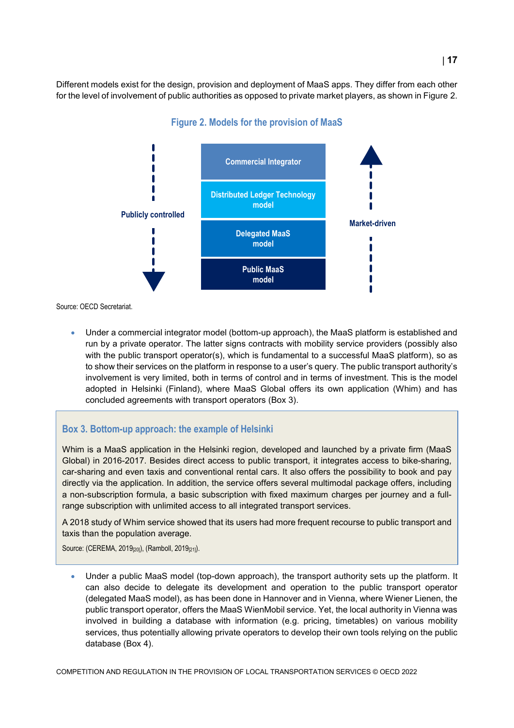Different models exist for the design, provision and deployment of MaaS apps. They differ from each other for the level of involvement of public authorities as opposed to private market players, as shown in Figure 2.

**Figure 2. Models for the provision of MaaS**

Publicly controlled

Commercial Integrator

Distributed Ledger Technology model

Delegated MaaS model

Public MaaS model

Market-driven

Source: OECD Secretariat.

- Under a commercial integrator model (bottom-up approach), the MaaS platform is established and run by a private operator. The latter signs contracts with mobility service providers (possibly also with the public transport operator(s), which is fundamental to a successful MaaS platform), so as to show their services on the platform in response to a user's query. The public transport authority's involvement is very limited, both in terms of control and in terms of investment. This is the model adopted in Helsinki (Finland), where MaaS Global offers its own application (Whim) and has concluded agreements with transport operators (Box 3).

> **Box 3. Bottom-up approach: the example of Helsinki**
>
> Whim is a MaaS application in the Helsinki region, developed and launched by a private firm (MaaS Global) in 2016-2017. Besides direct access to public transport, it integrates access to bike-sharing, car-sharing and even taxis and conventional rental cars. It also offers the possibility to book and pay directly via the application. In addition, the service offers several multimodal package offers, including a non-subscription formula, a basic subscription with fixed maximum charges per journey and a full-range subscription with unlimited access to all integrated transport services.
>
> A 2018 study of Whim service showed that its users had more frequent recourse to public transport and taxis than the population average.
>
> Source: (CEREMA, 2019[20]), (Ramboll, 2019[21]).

- Under a public MaaS model (top-down approach), the transport authority sets up the platform. It can also decide to delegate its development and operation to the public transport operator (delegated MaaS model), as has been done in Hannover and in Vienna, where Wiener Lienen, the public transport operator, offers the MaaS WienMobil service. Yet, the local authority in Vienna was involved in building a database with information (e.g. pricing, timetables) on various mobility services, thus potentially allowing private operators to develop their own tools relying on the public database (Box 4).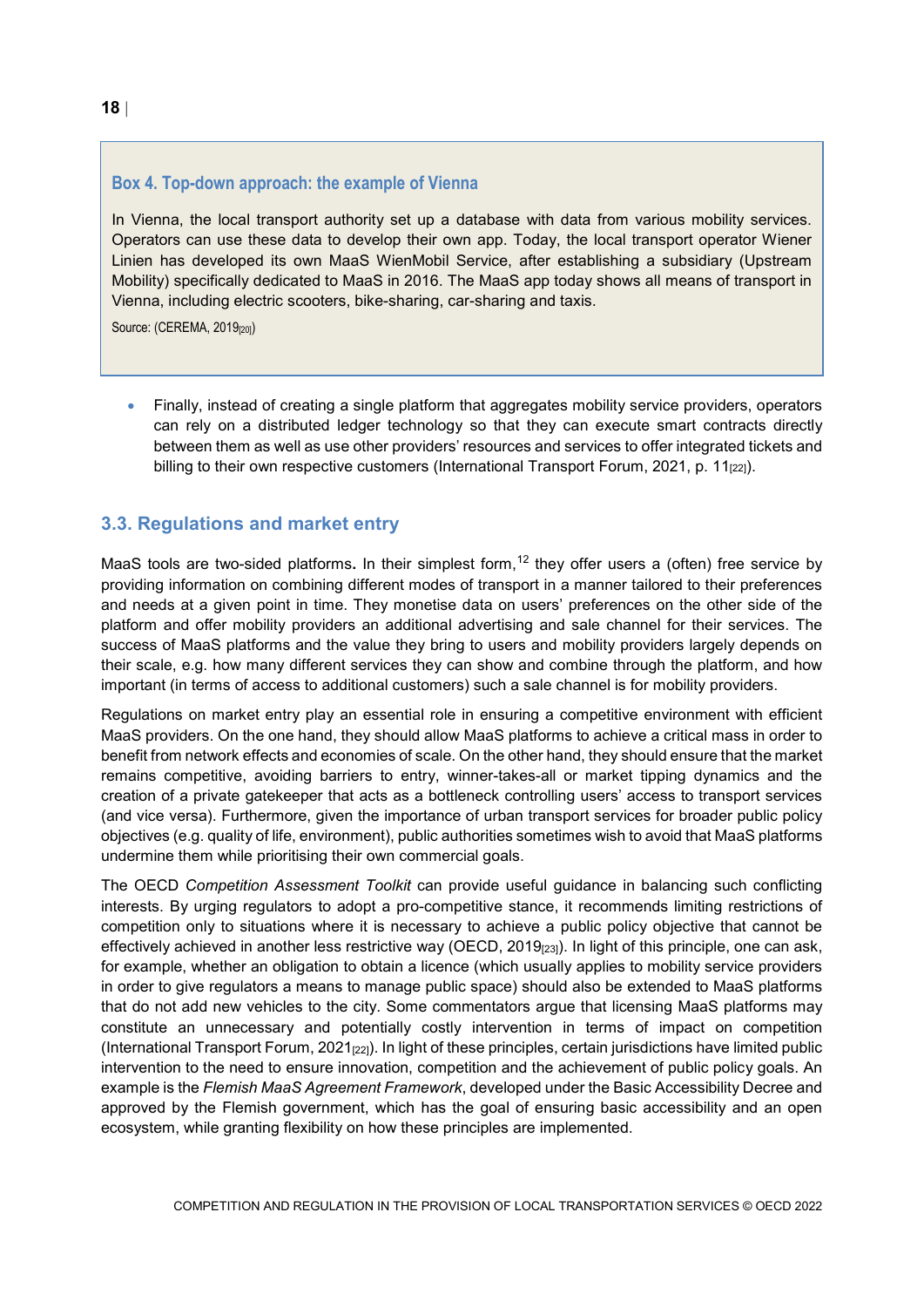### Box 4. Top-down approach: the example of Vienna

In Vienna, the local transport authority set up a database with data from various mobility services. Operators can use these data to develop their own app. Today, the local transport operator Wiener Linien has developed its own MaaS WienMobil Service, after establishing a subsidiary (Upstream Mobility) specifically dedicated to MaaS in 2016. The MaaS app today shows all means of transport in Vienna, including electric scooters, bike-sharing, car-sharing and taxis.

Source: (CEREMA, 2019[20])

- Finally, instead of creating a single platform that aggregates mobility service providers, operators can rely on a distributed ledger technology so that they can execute smart contracts directly between them as well as use other providers' resources and services to offer integrated tickets and billing to their own respective customers (International Transport Forum, 2021, p. 11[22]).

## 3.3. Regulations and market entry

MaaS tools are two-sided platforms**.** In their simplest form,[12] they offer users a (often) free service by providing information on combining different modes of transport in a manner tailored to their preferences and needs at a given point in time. They monetise data on users' preferences on the other side of the platform and offer mobility providers an additional advertising and sale channel for their services. The success of MaaS platforms and the value they bring to users and mobility providers largely depends on their scale, e.g. how many different services they can show and combine through the platform, and how important (in terms of access to additional customers) such a sale channel is for mobility providers.

Regulations on market entry play an essential role in ensuring a competitive environment with efficient MaaS providers. On the one hand, they should allow MaaS platforms to achieve a critical mass in order to benefit from network effects and economies of scale. On the other hand, they should ensure that the market remains competitive, avoiding barriers to entry, winner-takes-all or market tipping dynamics and the creation of a private gatekeeper that acts as a bottleneck controlling users' access to transport services (and vice versa). Furthermore, given the importance of urban transport services for broader public policy objectives (e.g. quality of life, environment), public authorities sometimes wish to avoid that MaaS platforms undermine them while prioritising their own commercial goals.

The OECD *Competition Assessment Toolkit* can provide useful guidance in balancing such conflicting interests. By urging regulators to adopt a pro-competitive stance, it recommends limiting restrictions of competition only to situations where it is necessary to achieve a public policy objective that cannot be effectively achieved in another less restrictive way (OECD, 2019[23]). In light of this principle, one can ask, for example, whether an obligation to obtain a licence (which usually applies to mobility service providers in order to give regulators a means to manage public space) should also be extended to MaaS platforms that do not add new vehicles to the city. Some commentators argue that licensing MaaS platforms may constitute an unnecessary and potentially costly intervention in terms of impact on competition (International Transport Forum, 2021[22]). In light of these principles, certain jurisdictions have limited public intervention to the need to ensure innovation, competition and the achievement of public policy goals. An example is the *Flemish MaaS Agreement Framework*, developed under the Basic Accessibility Decree and approved by the Flemish government, which has the goal of ensuring basic accessibility and an open ecosystem, while granting flexibility on how these principles are implemented.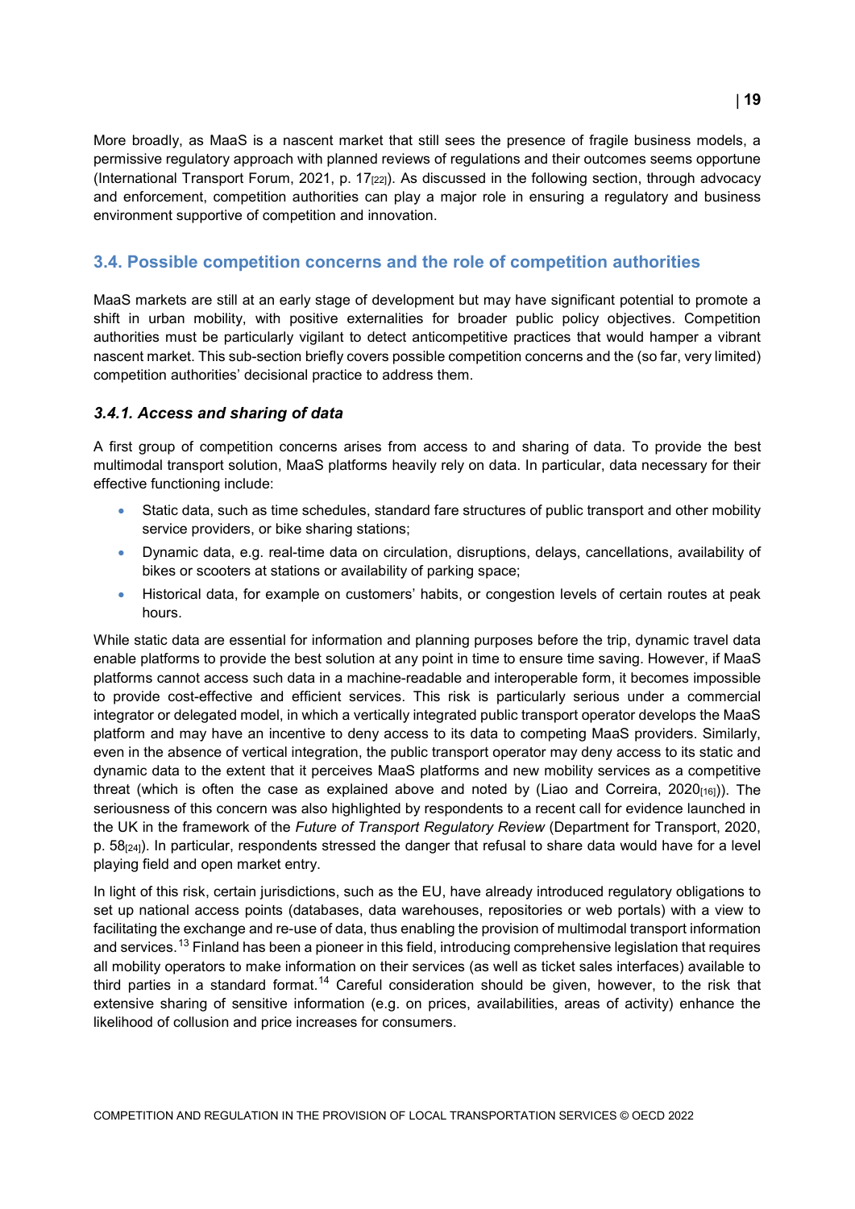More broadly, as MaaS is a nascent market that still sees the presence of fragile business models, a permissive regulatory approach with planned reviews of regulations and their outcomes seems opportune (International Transport Forum, 2021, p. 17[22]). As discussed in the following section, through advocacy and enforcement, competition authorities can play a major role in ensuring a regulatory and business environment supportive of competition and innovation.

## 3.4. Possible competition concerns and the role of competition authorities

MaaS markets are still at an early stage of development but may have significant potential to promote a shift in urban mobility, with positive externalities for broader public policy objectives. Competition authorities must be particularly vigilant to detect anticompetitive practices that would hamper a vibrant nascent market. This sub-section briefly covers possible competition concerns and the (so far, very limited) competition authorities' decisional practice to address them.

### *3.4.1. Access and sharing of data*

A first group of competition concerns arises from access to and sharing of data. To provide the best multimodal transport solution, MaaS platforms heavily rely on data. In particular, data necessary for their effective functioning include:

- Static data, such as time schedules, standard fare structures of public transport and other mobility service providers, or bike sharing stations;
- Dynamic data, e.g. real-time data on circulation, disruptions, delays, cancellations, availability of bikes or scooters at stations or availability of parking space;
- Historical data, for example on customers' habits, or congestion levels of certain routes at peak hours.

While static data are essential for information and planning purposes before the trip, dynamic travel data enable platforms to provide the best solution at any point in time to ensure time saving. However, if MaaS platforms cannot access such data in a machine-readable and interoperable form, it becomes impossible to provide cost-effective and efficient services. This risk is particularly serious under a commercial integrator or delegated model, in which a vertically integrated public transport operator develops the MaaS platform and may have an incentive to deny access to its data to competing MaaS providers. Similarly, even in the absence of vertical integration, the public transport operator may deny access to its static and dynamic data to the extent that it perceives MaaS platforms and new mobility services as a competitive threat (which is often the case as explained above and noted by (Liao and Correira, 2020[16])). The seriousness of this concern was also highlighted by respondents to a recent call for evidence launched in the UK in the framework of the *Future of Transport Regulatory Review* (Department for Transport, 2020, p. 58[24]). In particular, respondents stressed the danger that refusal to share data would have for a level playing field and open market entry.

In light of this risk, certain jurisdictions, such as the EU, have already introduced regulatory obligations to set up national access points (databases, data warehouses, repositories or web portals) with a view to facilitating the exchange and re-use of data, thus enabling the provision of multimodal transport information and services.[13] Finland has been a pioneer in this field, introducing comprehensive legislation that requires all mobility operators to make information on their services (as well as ticket sales interfaces) available to third parties in a standard format.[14] Careful consideration should be given, however, to the risk that extensive sharing of sensitive information (e.g. on prices, availabilities, areas of activity) enhance the likelihood of collusion and price increases for consumers.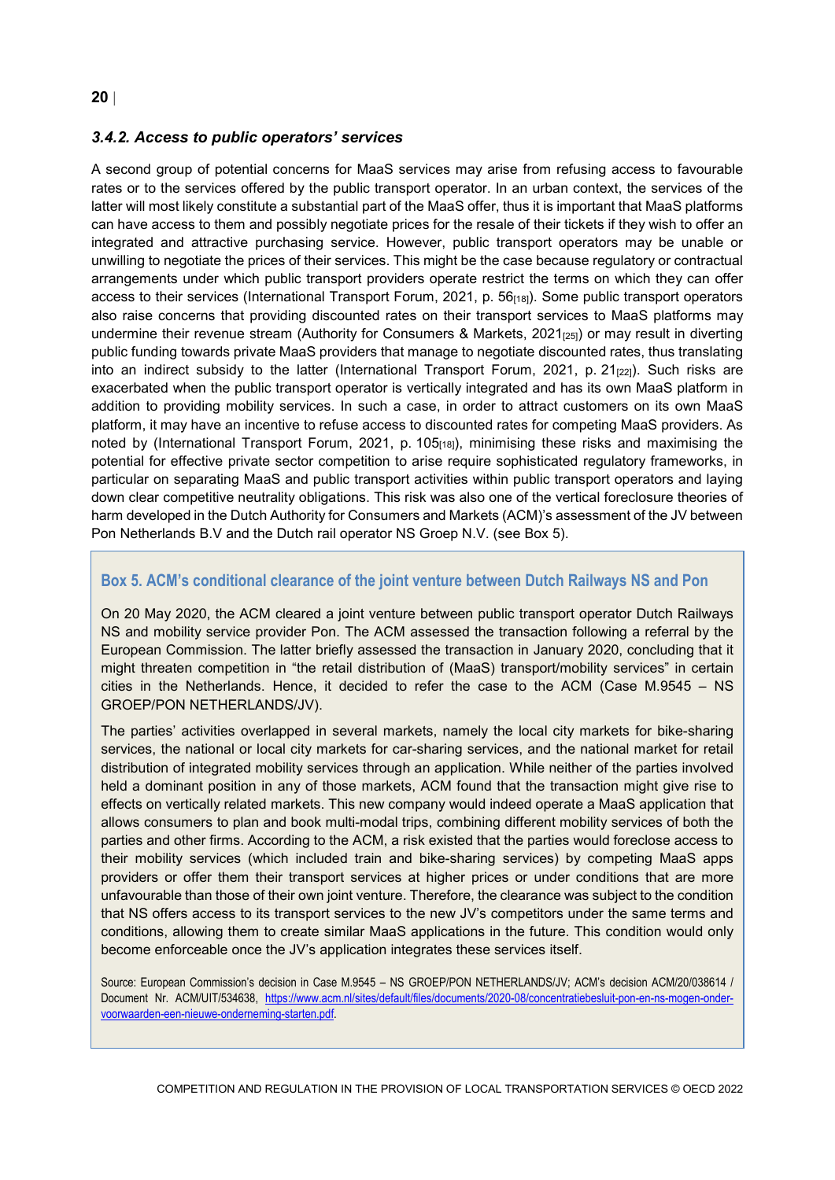### *3.4.2. Access to public operators' services*

A second group of potential concerns for MaaS services may arise from refusing access to favourable rates or to the services offered by the public transport operator. In an urban context, the services of the latter will most likely constitute a substantial part of the MaaS offer, thus it is important that MaaS platforms can have access to them and possibly negotiate prices for the resale of their tickets if they wish to offer an integrated and attractive purchasing service. However, public transport operators may be unable or unwilling to negotiate the prices of their services. This might be the case because regulatory or contractual arrangements under which public transport providers operate restrict the terms on which they can offer access to their services (International Transport Forum, 2021, p. 56[18]). Some public transport operators also raise concerns that providing discounted rates on their transport services to MaaS platforms may undermine their revenue stream (Authority for Consumers & Markets, 2021[25]) or may result in diverting public funding towards private MaaS providers that manage to negotiate discounted rates, thus translating into an indirect subsidy to the latter (International Transport Forum, 2021, p. 21[22]). Such risks are exacerbated when the public transport operator is vertically integrated and has its own MaaS platform in addition to providing mobility services. In such a case, in order to attract customers on its own MaaS platform, it may have an incentive to refuse access to discounted rates for competing MaaS providers. As noted by (International Transport Forum, 2021, p. 105[18]), minimising these risks and maximising the potential for effective private sector competition to arise require sophisticated regulatory frameworks, in particular on separating MaaS and public transport activities within public transport operators and laying down clear competitive neutrality obligations. This risk was also one of the vertical foreclosure theories of harm developed in the Dutch Authority for Consumers and Markets (ACM)'s assessment of the JV between Pon Netherlands B.V and the Dutch rail operator NS Groep N.V. (see Box 5).

#### Box 5. ACM's conditional clearance of the joint venture between Dutch Railways NS and Pon

On 20 May 2020, the ACM cleared a joint venture between public transport operator Dutch Railways NS and mobility service provider Pon. The ACM assessed the transaction following a referral by the European Commission. The latter briefly assessed the transaction in January 2020, concluding that it might threaten competition in "the retail distribution of (MaaS) transport/mobility services" in certain cities in the Netherlands. Hence, it decided to refer the case to the ACM (Case M.9545 – NS GROEP/PON NETHERLANDS/JV).

The parties' activities overlapped in several markets, namely the local city markets for bike-sharing services, the national or local city markets for car-sharing services, and the national market for retail distribution of integrated mobility services through an application. While neither of the parties involved held a dominant position in any of those markets, ACM found that the transaction might give rise to effects on vertically related markets. This new company would indeed operate a MaaS application that allows consumers to plan and book multi-modal trips, combining different mobility services of both the parties and other firms. According to the ACM, a risk existed that the parties would foreclose access to their mobility services (which included train and bike-sharing services) by competing MaaS apps providers or offer them their transport services at higher prices or under conditions that are more unfavourable than those of their own joint venture. Therefore, the clearance was subject to the condition that NS offers access to its transport services to the new JV's competitors under the same terms and conditions, allowing them to create similar MaaS applications in the future. This condition would only become enforceable once the JV's application integrates these services itself.

Source: European Commission's decision in Case M.9545 – NS GROEP/PON NETHERLANDS/JV; ACM's decision ACM/20/038614 / Document Nr. ACM/UIT/534638, https://www.acm.nl/sites/default/files/documents/2020-08/concentratiebesluit-pon-en-ns-mogen-onder-voorwaarden-een-nieuwe-onderneming-starten.pdf.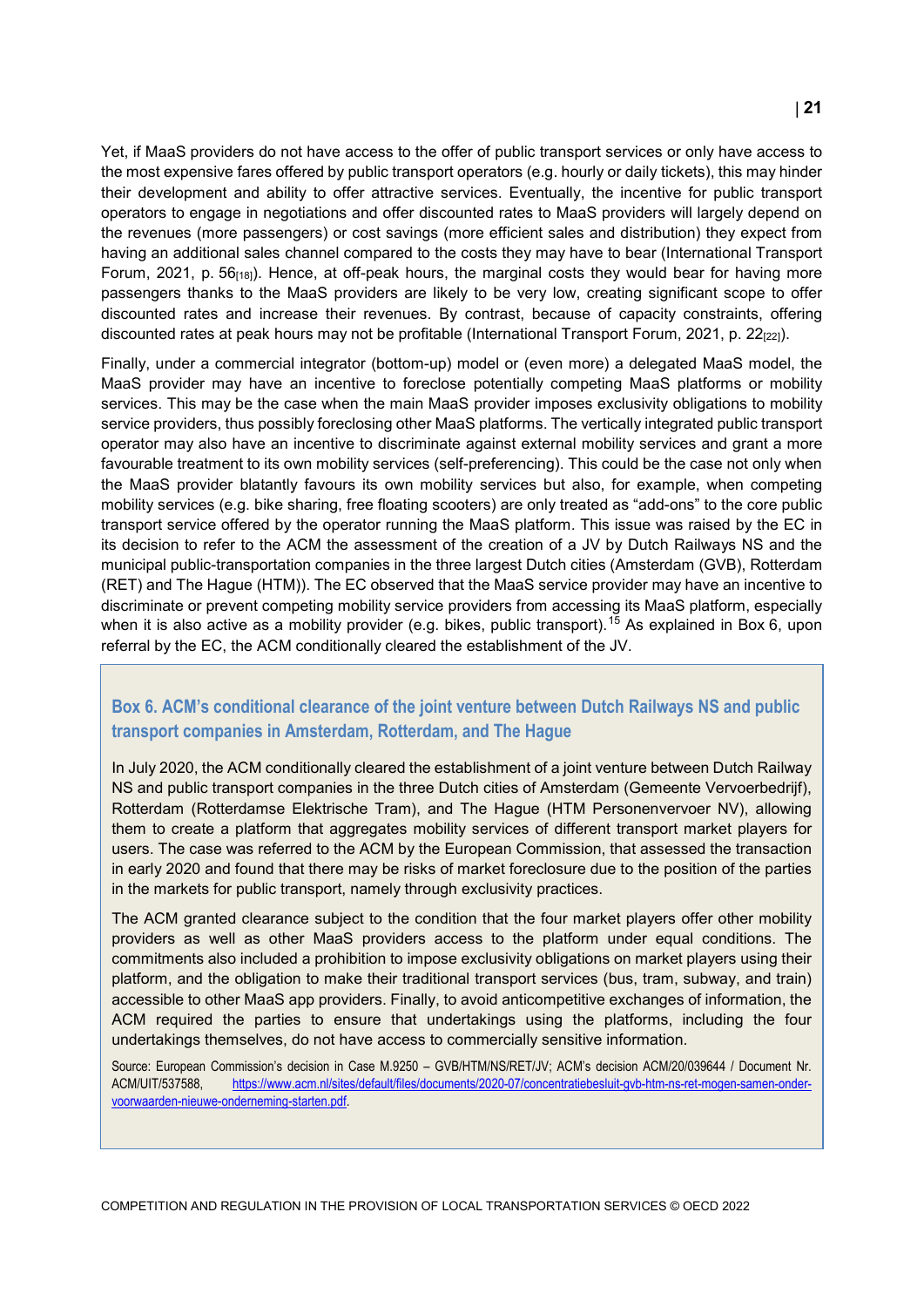Yet, if MaaS providers do not have access to the offer of public transport services or only have access to the most expensive fares offered by public transport operators (e.g. hourly or daily tickets), this may hinder their development and ability to offer attractive services. Eventually, the incentive for public transport operators to engage in negotiations and offer discounted rates to MaaS providers will largely depend on the revenues (more passengers) or cost savings (more efficient sales and distribution) they expect from having an additional sales channel compared to the costs they may have to bear (International Transport Forum, 2021, p. 56[18]). Hence, at off-peak hours, the marginal costs they would bear for having more passengers thanks to the MaaS providers are likely to be very low, creating significant scope to offer discounted rates and increase their revenues. By contrast, because of capacity constraints, offering discounted rates at peak hours may not be profitable (International Transport Forum, 2021, p. 22[22]).

Finally, under a commercial integrator (bottom-up) model or (even more) a delegated MaaS model, the MaaS provider may have an incentive to foreclose potentially competing MaaS platforms or mobility services. This may be the case when the main MaaS provider imposes exclusivity obligations to mobility service providers, thus possibly foreclosing other MaaS platforms. The vertically integrated public transport operator may also have an incentive to discriminate against external mobility services and grant a more favourable treatment to its own mobility services (self-preferencing). This could be the case not only when the MaaS provider blatantly favours its own mobility services but also, for example, when competing mobility services (e.g. bike sharing, free floating scooters) are only treated as "add-ons" to the core public transport service offered by the operator running the MaaS platform. This issue was raised by the EC in its decision to refer to the ACM the assessment of the creation of a JV by Dutch Railways NS and the municipal public-transportation companies in the three largest Dutch cities (Amsterdam (GVB), Rotterdam (RET) and The Hague (HTM)). The EC observed that the MaaS service provider may have an incentive to discriminate or prevent competing mobility service providers from accessing its MaaS platform, especially when it is also active as a mobility provider (e.g. bikes, public transport).[15] As explained in Box 6, upon referral by the EC, the ACM conditionally cleared the establishment of the JV.

### Box 6. ACM's conditional clearance of the joint venture between Dutch Railways NS and public transport companies in Amsterdam, Rotterdam, and The Hague

In July 2020, the ACM conditionally cleared the establishment of a joint venture between Dutch Railway NS and public transport companies in the three Dutch cities of Amsterdam (Gemeente Vervoerbedrijf), Rotterdam (Rotterdamse Elektrische Tram), and The Hague (HTM Personenvervoer NV), allowing them to create a platform that aggregates mobility services of different transport market players for users. The case was referred to the ACM by the European Commission, that assessed the transaction in early 2020 and found that there may be risks of market foreclosure due to the position of the parties in the markets for public transport, namely through exclusivity practices.

The ACM granted clearance subject to the condition that the four market players offer other mobility providers as well as other MaaS providers access to the platform under equal conditions. The commitments also included a prohibition to impose exclusivity obligations on market players using their platform, and the obligation to make their traditional transport services (bus, tram, subway, and train) accessible to other MaaS app providers. Finally, to avoid anticompetitive exchanges of information, the ACM required the parties to ensure that undertakings using the platforms, including the four undertakings themselves, do not have access to commercially sensitive information.

Source: European Commission's decision in Case M.9250 – GVB/HTM/NS/RET/JV; ACM's decision ACM/20/039644 / Document Nr. ACM/UIT/537588, https://www.acm.nl/sites/default/files/documents/2020-07/concentratiebesluit-gvb-htm-ns-ret-mogen-samen-onder-voorwaarden-nieuwe-onderneming-starten.pdf.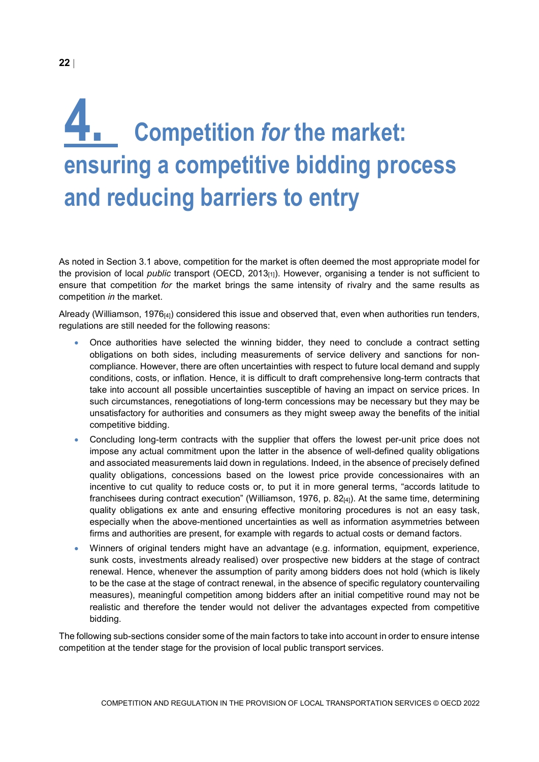# 4. Competition *for* the market: ensuring a competitive bidding process and reducing barriers to entry

As noted in Section 3.1 above, competition for the market is often deemed the most appropriate model for the provision of local *public* transport (OECD, 2013[1]). However, organising a tender is not sufficient to ensure that competition *for* the market brings the same intensity of rivalry and the same results as competition *in* the market.

Already (Williamson, 1976[4]) considered this issue and observed that, even when authorities run tenders, regulations are still needed for the following reasons:

- Once authorities have selected the winning bidder, they need to conclude a contract setting obligations on both sides, including measurements of service delivery and sanctions for non-compliance. However, there are often uncertainties with respect to future local demand and supply conditions, costs, or inflation. Hence, it is difficult to draft comprehensive long-term contracts that take into account all possible uncertainties susceptible of having an impact on service prices. In such circumstances, renegotiations of long-term concessions may be necessary but they may be unsatisfactory for authorities and consumers as they might sweep away the benefits of the initial competitive bidding.
- Concluding long-term contracts with the supplier that offers the lowest per-unit price does not impose any actual commitment upon the latter in the absence of well-defined quality obligations and associated measurements laid down in regulations. Indeed, in the absence of precisely defined quality obligations, concessions based on the lowest price provide concessionaires with an incentive to cut quality to reduce costs or, to put it in more general terms, "accords latitude to franchisees during contract execution" (Williamson, 1976, p. 82[4]). At the same time, determining quality obligations ex ante and ensuring effective monitoring procedures is not an easy task, especially when the above-mentioned uncertainties as well as information asymmetries between firms and authorities are present, for example with regards to actual costs or demand factors.
- Winners of original tenders might have an advantage (e.g. information, equipment, experience, sunk costs, investments already realised) over prospective new bidders at the stage of contract renewal. Hence, whenever the assumption of parity among bidders does not hold (which is likely to be the case at the stage of contract renewal, in the absence of specific regulatory countervailing measures), meaningful competition among bidders after an initial competitive round may not be realistic and therefore the tender would not deliver the advantages expected from competitive bidding.

The following sub-sections consider some of the main factors to take into account in order to ensure intense competition at the tender stage for the provision of local public transport services.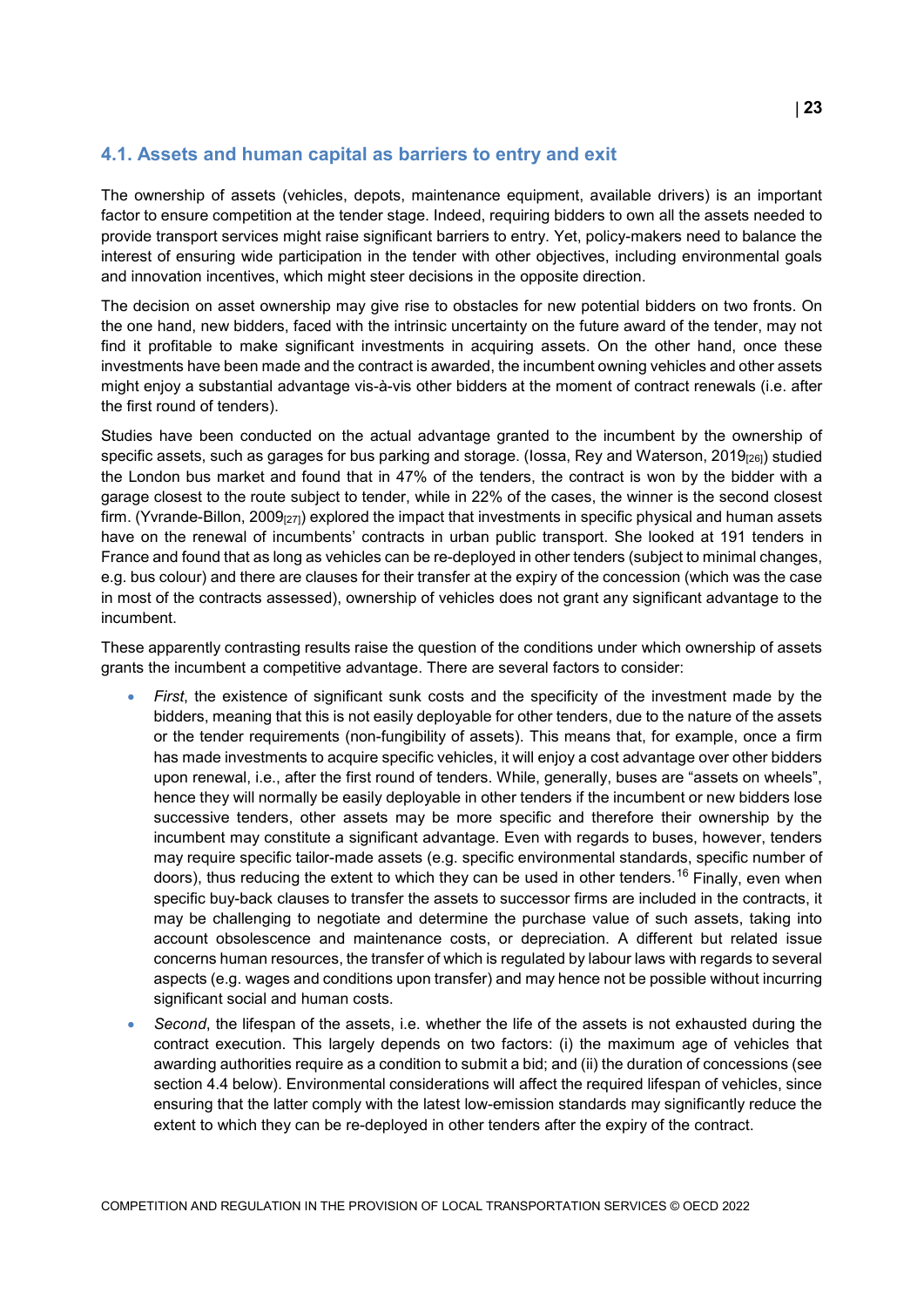## 4.1. Assets and human capital as barriers to entry and exit

The ownership of assets (vehicles, depots, maintenance equipment, available drivers) is an important factor to ensure competition at the tender stage. Indeed, requiring bidders to own all the assets needed to provide transport services might raise significant barriers to entry. Yet, policy-makers need to balance the interest of ensuring wide participation in the tender with other objectives, including environmental goals and innovation incentives, which might steer decisions in the opposite direction.

The decision on asset ownership may give rise to obstacles for new potential bidders on two fronts. On the one hand, new bidders, faced with the intrinsic uncertainty on the future award of the tender, may not find it profitable to make significant investments in acquiring assets. On the other hand, once these investments have been made and the contract is awarded, the incumbent owning vehicles and other assets might enjoy a substantial advantage vis-à-vis other bidders at the moment of contract renewals (i.e. after the first round of tenders).

Studies have been conducted on the actual advantage granted to the incumbent by the ownership of specific assets, such as garages for bus parking and storage. (Iossa, Rey and Waterson, 2019[26]) studied the London bus market and found that in 47% of the tenders, the contract is won by the bidder with a garage closest to the route subject to tender, while in 22% of the cases, the winner is the second closest firm. (Yvrande-Billon, 2009[27]) explored the impact that investments in specific physical and human assets have on the renewal of incumbents' contracts in urban public transport. She looked at 191 tenders in France and found that as long as vehicles can be re-deployed in other tenders (subject to minimal changes, e.g. bus colour) and there are clauses for their transfer at the expiry of the concession (which was the case in most of the contracts assessed), ownership of vehicles does not grant any significant advantage to the incumbent.

These apparently contrasting results raise the question of the conditions under which ownership of assets grants the incumbent a competitive advantage. There are several factors to consider:

- *First*, the existence of significant sunk costs and the specificity of the investment made by the bidders, meaning that this is not easily deployable for other tenders, due to the nature of the assets or the tender requirements (non-fungibility of assets). This means that, for example, once a firm has made investments to acquire specific vehicles, it will enjoy a cost advantage over other bidders upon renewal, i.e., after the first round of tenders. While, generally, buses are "assets on wheels", hence they will normally be easily deployable in other tenders if the incumbent or new bidders lose successive tenders, other assets may be more specific and therefore their ownership by the incumbent may constitute a significant advantage. Even with regards to buses, however, tenders may require specific tailor-made assets (e.g. specific environmental standards, specific number of doors), thus reducing the extent to which they can be used in other tenders.[16] Finally, even when specific buy-back clauses to transfer the assets to successor firms are included in the contracts, it may be challenging to negotiate and determine the purchase value of such assets, taking into account obsolescence and maintenance costs, or depreciation. A different but related issue concerns human resources, the transfer of which is regulated by labour laws with regards to several aspects (e.g. wages and conditions upon transfer) and may hence not be possible without incurring significant social and human costs.
- *Second*, the lifespan of the assets, i.e. whether the life of the assets is not exhausted during the contract execution. This largely depends on two factors: (i) the maximum age of vehicles that awarding authorities require as a condition to submit a bid; and (ii) the duration of concessions (see section 4.4 below). Environmental considerations will affect the required lifespan of vehicles, since ensuring that the latter comply with the latest low-emission standards may significantly reduce the extent to which they can be re-deployed in other tenders after the expiry of the contract.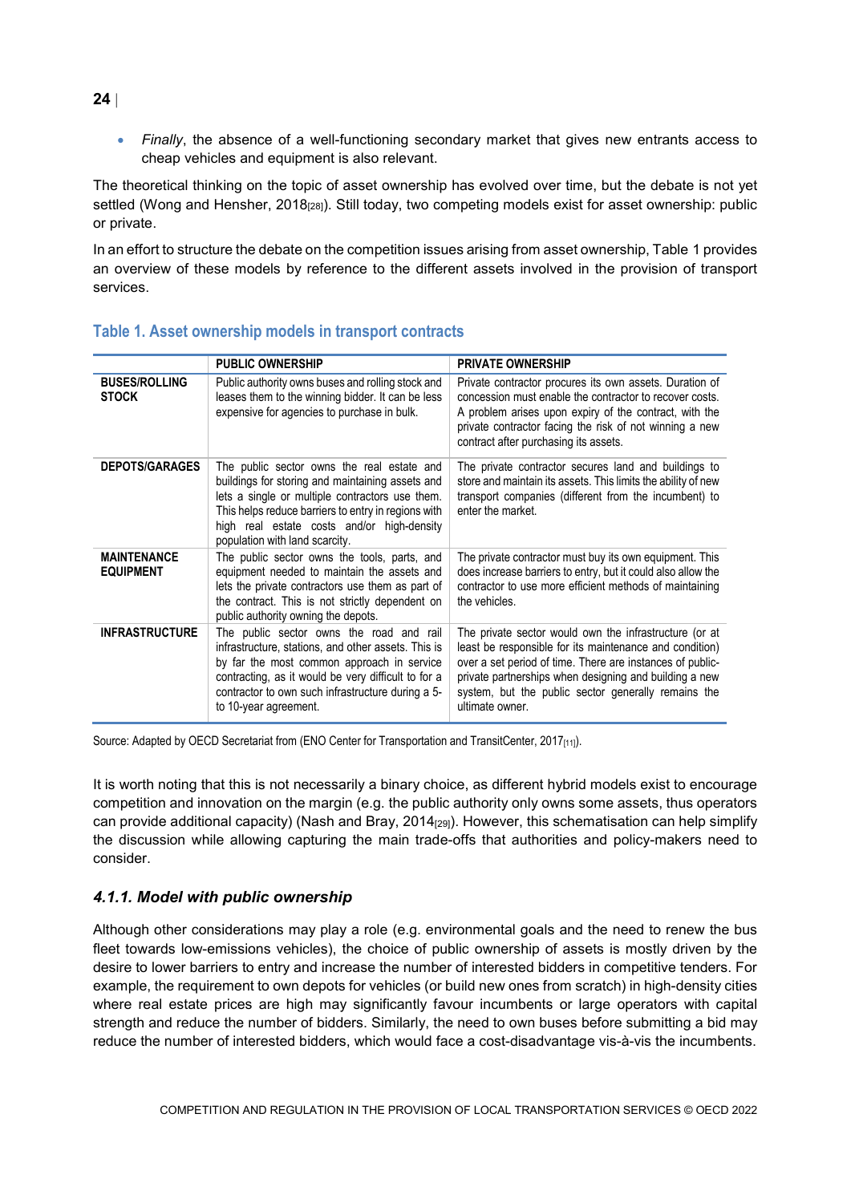- *Finally*, the absence of a well-functioning secondary market that gives new entrants access to cheap vehicles and equipment is also relevant.

The theoretical thinking on the topic of asset ownership has evolved over time, but the debate is not yet settled (Wong and Hensher, 2018[28]). Still today, two competing models exist for asset ownership: public or private.

In an effort to structure the debate on the competition issues arising from asset ownership, Table 1 provides an overview of these models by reference to the different assets involved in the provision of transport services.

### Table 1. Asset ownership models in transport contracts

| | PUBLIC OWNERSHIP | PRIVATE OWNERSHIP |
|---|---|---|
| **BUSES/ROLLING STOCK** | Public authority owns buses and rolling stock and leases them to the winning bidder. It can be less expensive for agencies to purchase in bulk. | Private contractor procures its own assets. Duration of concession must enable the contractor to recover costs. A problem arises upon expiry of the contract, with the private contractor facing the risk of not winning a new contract after purchasing its assets. |
| **DEPOTS/GARAGES** | The public sector owns the real estate and buildings for storing and maintaining assets and lets a single or multiple contractors use them. This helps reduce barriers to entry in regions with high real estate costs and/or high-density population with land scarcity. | The private contractor secures land and buildings to store and maintain its assets. This limits the ability of new transport companies (different from the incumbent) to enter the market. |
| **MAINTENANCE EQUIPMENT** | The public sector owns the tools, parts, and equipment needed to maintain the assets and lets the private contractors use them as part of the contract. This is not strictly dependent on public authority owning the depots. | The private contractor must buy its own equipment. This does increase barriers to entry, but it could also allow the contractor to use more efficient methods of maintaining the vehicles. |
| **INFRASTRUCTURE** | The public sector owns the road and rail infrastructure, stations, and other assets. This is by far the most common approach in service contracting, as it would be very difficult to for a contractor to own such infrastructure during a 5- to 10-year agreement. | The private sector would own the infrastructure (or at least be responsible for its maintenance and condition) over a set period of time. There are instances of public-private partnerships when designing and building a new system, but the public sector generally remains the ultimate owner. |

Source: Adapted by OECD Secretariat from (ENO Center for Transportation and TransitCenter, 2017[11]).

It is worth noting that this is not necessarily a binary choice, as different hybrid models exist to encourage competition and innovation on the margin (e.g. the public authority only owns some assets, thus operators can provide additional capacity) (Nash and Bray, 2014[29]). However, this schematisation can help simplify the discussion while allowing capturing the main trade-offs that authorities and policy-makers need to consider.

### *4.1.1. Model with public ownership*

Although other considerations may play a role (e.g. environmental goals and the need to renew the bus fleet towards low-emissions vehicles), the choice of public ownership of assets is mostly driven by the desire to lower barriers to entry and increase the number of interested bidders in competitive tenders. For example, the requirement to own depots for vehicles (or build new ones from scratch) in high-density cities where real estate prices are high may significantly favour incumbents or large operators with capital strength and reduce the number of bidders. Similarly, the need to own buses before submitting a bid may reduce the number of interested bidders, which would face a cost-disadvantage vis-à-vis the incumbents.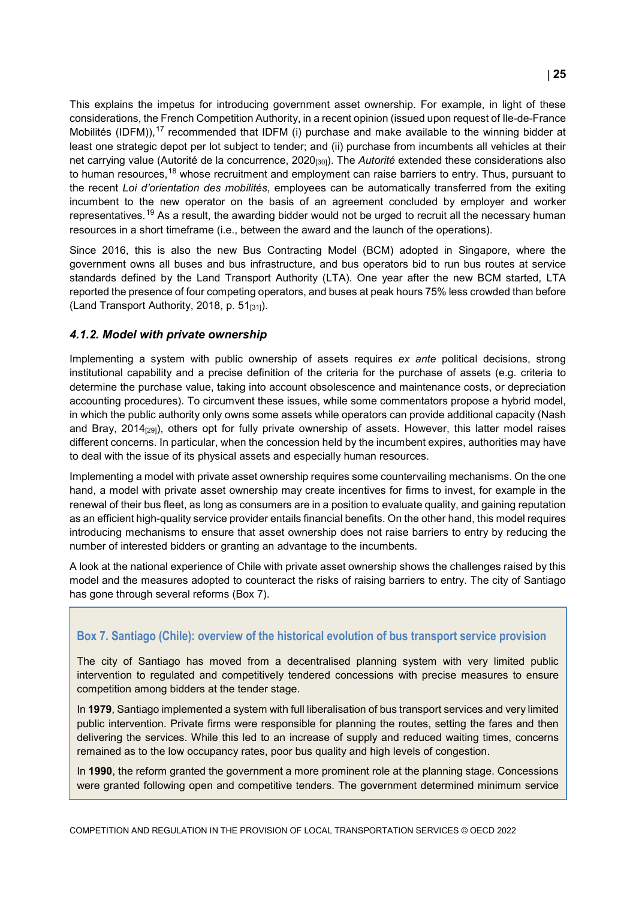This explains the impetus for introducing government asset ownership. For example, in light of these considerations, the French Competition Authority, in a recent opinion (issued upon request of Ile-de-France Mobilités (IDFM)),[17] recommended that IDFM (i) purchase and make available to the winning bidder at least one strategic depot per lot subject to tender; and (ii) purchase from incumbents all vehicles at their net carrying value (Autorité de la concurrence, 2020[30]). The *Autorité* extended these considerations also to human resources,[18] whose recruitment and employment can raise barriers to entry. Thus, pursuant to the recent *Loi d'orientation des mobilités*, employees can be automatically transferred from the exiting incumbent to the new operator on the basis of an agreement concluded by employer and worker representatives.[19] As a result, the awarding bidder would not be urged to recruit all the necessary human resources in a short timeframe (i.e., between the award and the launch of the operations).

Since 2016, this is also the new Bus Contracting Model (BCM) adopted in Singapore, where the government owns all buses and bus infrastructure, and bus operators bid to run bus routes at service standards defined by the Land Transport Authority (LTA). One year after the new BCM started, LTA reported the presence of four competing operators, and buses at peak hours 75% less crowded than before (Land Transport Authority, 2018, p. 51[31]).

### *4.1.2. Model with private ownership*

Implementing a system with public ownership of assets requires *ex ante* political decisions, strong institutional capability and a precise definition of the criteria for the purchase of assets (e.g. criteria to determine the purchase value, taking into account obsolescence and maintenance costs, or depreciation accounting procedures). To circumvent these issues, while some commentators propose a hybrid model, in which the public authority only owns some assets while operators can provide additional capacity (Nash and Bray, 2014[29]), others opt for fully private ownership of assets. However, this latter model raises different concerns. In particular, when the concession held by the incumbent expires, authorities may have to deal with the issue of its physical assets and especially human resources.

Implementing a model with private asset ownership requires some countervailing mechanisms. On the one hand, a model with private asset ownership may create incentives for firms to invest, for example in the renewal of their bus fleet, as long as consumers are in a position to evaluate quality, and gaining reputation as an efficient high-quality service provider entails financial benefits. On the other hand, this model requires introducing mechanisms to ensure that asset ownership does not raise barriers to entry by reducing the number of interested bidders or granting an advantage to the incumbents.

A look at the national experience of Chile with private asset ownership shows the challenges raised by this model and the measures adopted to counteract the risks of raising barriers to entry. The city of Santiago has gone through several reforms (Box 7).

#### Box 7. Santiago (Chile): overview of the historical evolution of bus transport service provision

The city of Santiago has moved from a decentralised planning system with very limited public intervention to regulated and competitively tendered concessions with precise measures to ensure competition among bidders at the tender stage.

In **1979**, Santiago implemented a system with full liberalisation of bus transport services and very limited public intervention. Private firms were responsible for planning the routes, setting the fares and then delivering the services. While this led to an increase of supply and reduced waiting times, concerns remained as to the low occupancy rates, poor bus quality and high levels of congestion.

In **1990**, the reform granted the government a more prominent role at the planning stage. Concessions were granted following open and competitive tenders. The government determined minimum service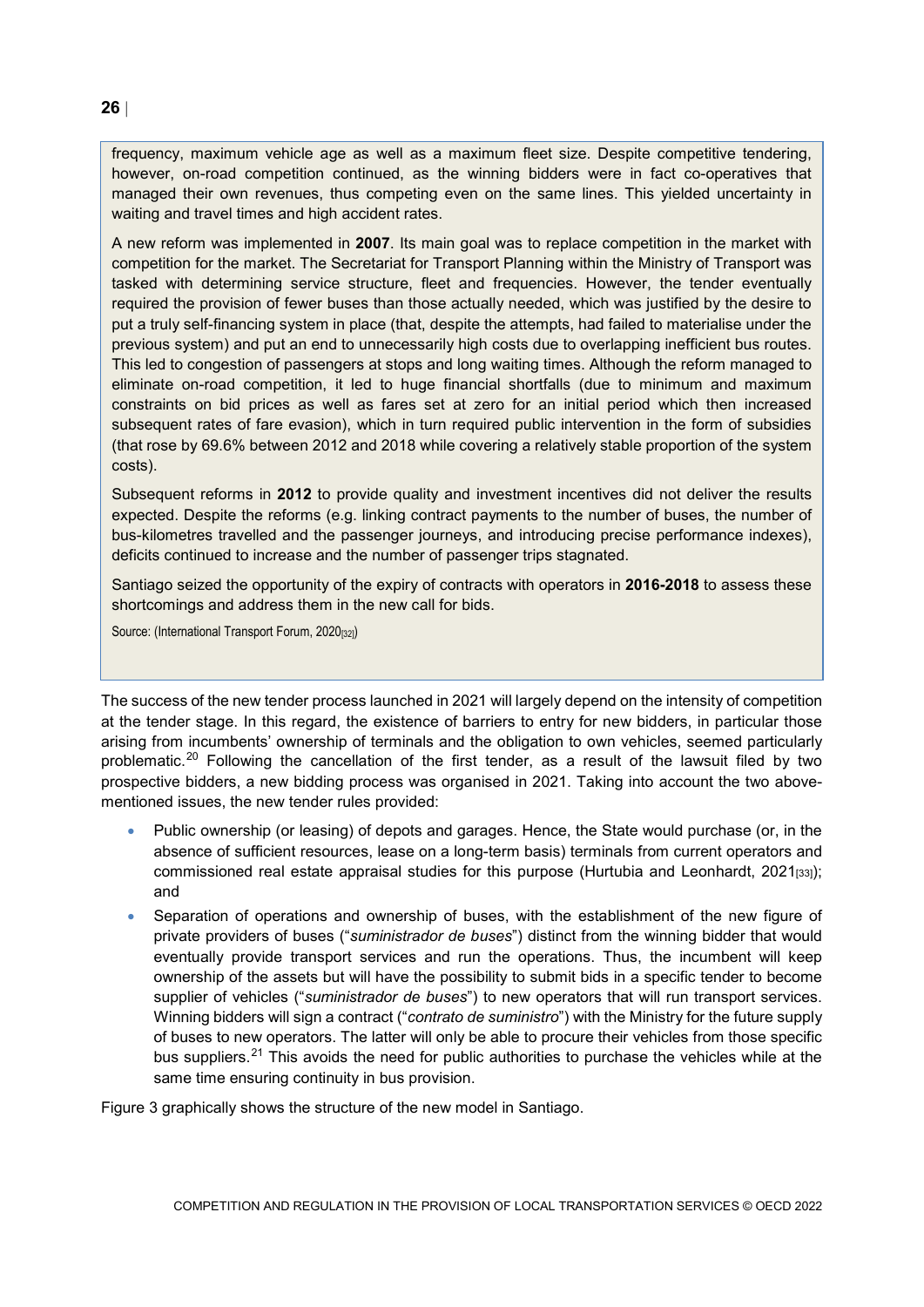frequency, maximum vehicle age as well as a maximum fleet size. Despite competitive tendering, however, on-road competition continued, as the winning bidders were in fact co-operatives that managed their own revenues, thus competing even on the same lines. This yielded uncertainty in waiting and travel times and high accident rates.

A new reform was implemented in **2007**. Its main goal was to replace competition in the market with competition for the market. The Secretariat for Transport Planning within the Ministry of Transport was tasked with determining service structure, fleet and frequencies. However, the tender eventually required the provision of fewer buses than those actually needed, which was justified by the desire to put a truly self-financing system in place (that, despite the attempts, had failed to materialise under the previous system) and put an end to unnecessarily high costs due to overlapping inefficient bus routes. This led to congestion of passengers at stops and long waiting times. Although the reform managed to eliminate on-road competition, it led to huge financial shortfalls (due to minimum and maximum constraints on bid prices as well as fares set at zero for an initial period which then increased subsequent rates of fare evasion), which in turn required public intervention in the form of subsidies (that rose by 69.6% between 2012 and 2018 while covering a relatively stable proportion of the system costs).

Subsequent reforms in **2012** to provide quality and investment incentives did not deliver the results expected. Despite the reforms (e.g. linking contract payments to the number of buses, the number of bus-kilometres travelled and the passenger journeys, and introducing precise performance indexes), deficits continued to increase and the number of passenger trips stagnated.

Santiago seized the opportunity of the expiry of contracts with operators in **2016-2018** to assess these shortcomings and address them in the new call for bids.

Source: (International Transport Forum, 2020[32])

The success of the new tender process launched in 2021 will largely depend on the intensity of competition at the tender stage. In this regard, the existence of barriers to entry for new bidders, in particular those arising from incumbents' ownership of terminals and the obligation to own vehicles, seemed particularly problematic.[20] Following the cancellation of the first tender, as a result of the lawsuit filed by two prospective bidders, a new bidding process was organised in 2021. Taking into account the two above-mentioned issues, the new tender rules provided:

- Public ownership (or leasing) of depots and garages. Hence, the State would purchase (or, in the absence of sufficient resources, lease on a long-term basis) terminals from current operators and commissioned real estate appraisal studies for this purpose (Hurtubia and Leonhardt, 2021[33]); and
- Separation of operations and ownership of buses, with the establishment of the new figure of private providers of buses ("*suministrador de buses*") distinct from the winning bidder that would eventually provide transport services and run the operations. Thus, the incumbent will keep ownership of the assets but will have the possibility to submit bids in a specific tender to become supplier of vehicles ("*suministrador de buses*") to new operators that will run transport services. Winning bidders will sign a contract ("*contrato de suministro*") with the Ministry for the future supply of buses to new operators. The latter will only be able to procure their vehicles from those specific bus suppliers.[21] This avoids the need for public authorities to purchase the vehicles while at the same time ensuring continuity in bus provision.

Figure 3 graphically shows the structure of the new model in Santiago.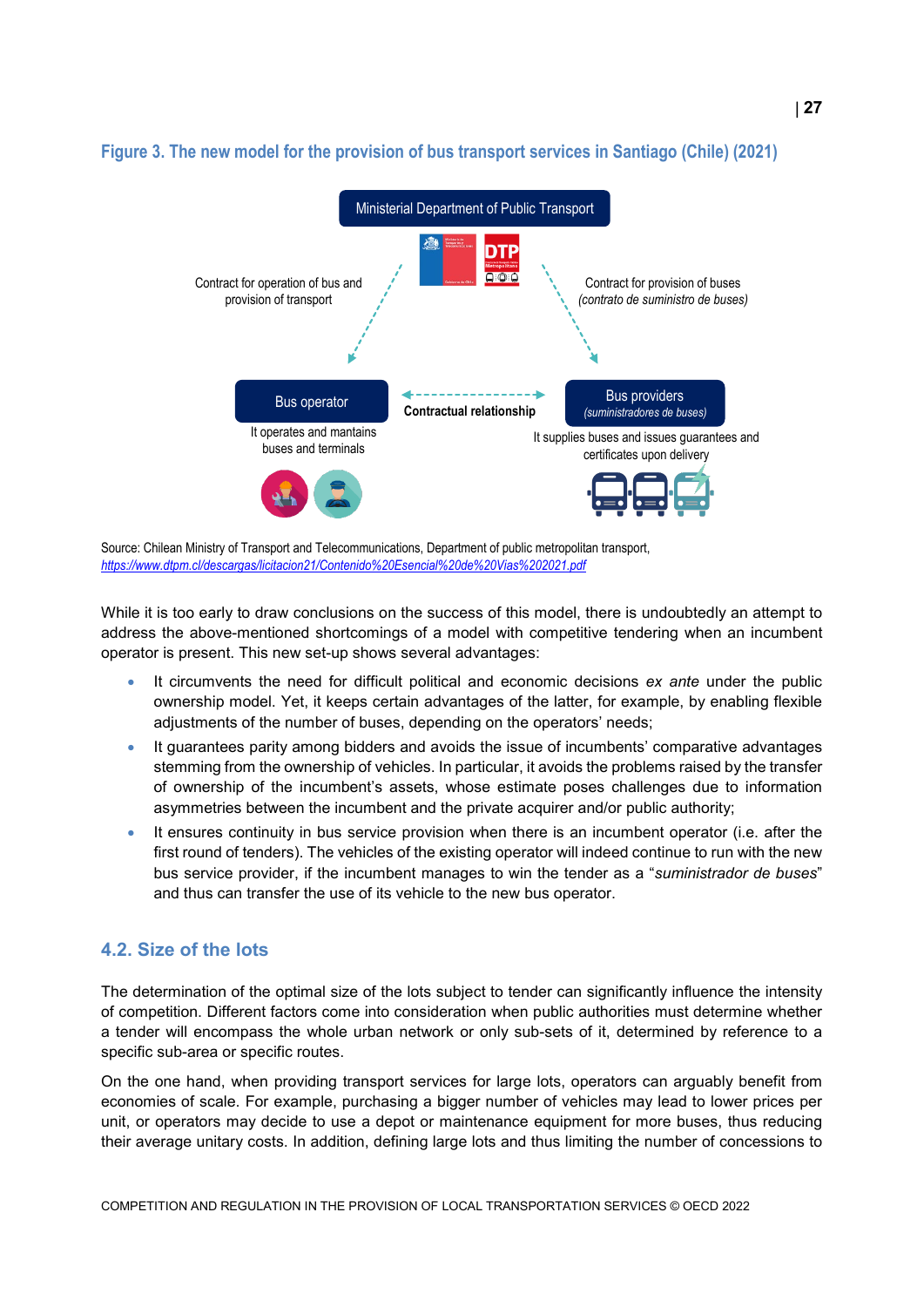**Figure 3. The new model for the provision of bus transport services in Santiago (Chile) (2021)**

Ministerial Department of Public Transport

Contract for operation of bus and provision of transport

Contract for provision of buses (*contrato de suministro de buses*)

Bus operator

It operates and mantains buses and terminals

Contractual relationship

Bus providers (*suministradores de buses*)

It supplies buses and issues guarantees and certificates upon delivery

Source: Chilean Ministry of Transport and Telecommunications, Department of public metropolitan transport, https://www.dtpm.cl/descargas/licitacion21/Contenido%20Esencial%20de%20Vias%202021.pdf

While it is too early to draw conclusions on the success of this model, there is undoubtedly an attempt to address the above-mentioned shortcomings of a model with competitive tendering when an incumbent operator is present. This new set-up shows several advantages:

- It circumvents the need for difficult political and economic decisions *ex ante* under the public ownership model. Yet, it keeps certain advantages of the latter, for example, by enabling flexible adjustments of the number of buses, depending on the operators' needs;
- It guarantees parity among bidders and avoids the issue of incumbents' comparative advantages stemming from the ownership of vehicles. In particular, it avoids the problems raised by the transfer of ownership of the incumbent's assets, whose estimate poses challenges due to information asymmetries between the incumbent and the private acquirer and/or public authority;
- It ensures continuity in bus service provision when there is an incumbent operator (i.e. after the first round of tenders). The vehicles of the existing operator will indeed continue to run with the new bus service provider, if the incumbent manages to win the tender as a "*suministrador de buses*" and thus can transfer the use of its vehicle to the new bus operator.

## 4.2. Size of the lots

The determination of the optimal size of the lots subject to tender can significantly influence the intensity of competition. Different factors come into consideration when public authorities must determine whether a tender will encompass the whole urban network or only sub-sets of it, determined by reference to a specific sub-area or specific routes.

On the one hand, when providing transport services for large lots, operators can arguably benefit from economies of scale. For example, purchasing a bigger number of vehicles may lead to lower prices per unit, or operators may decide to use a depot or maintenance equipment for more buses, thus reducing their average unitary costs. In addition, defining large lots and thus limiting the number of concessions to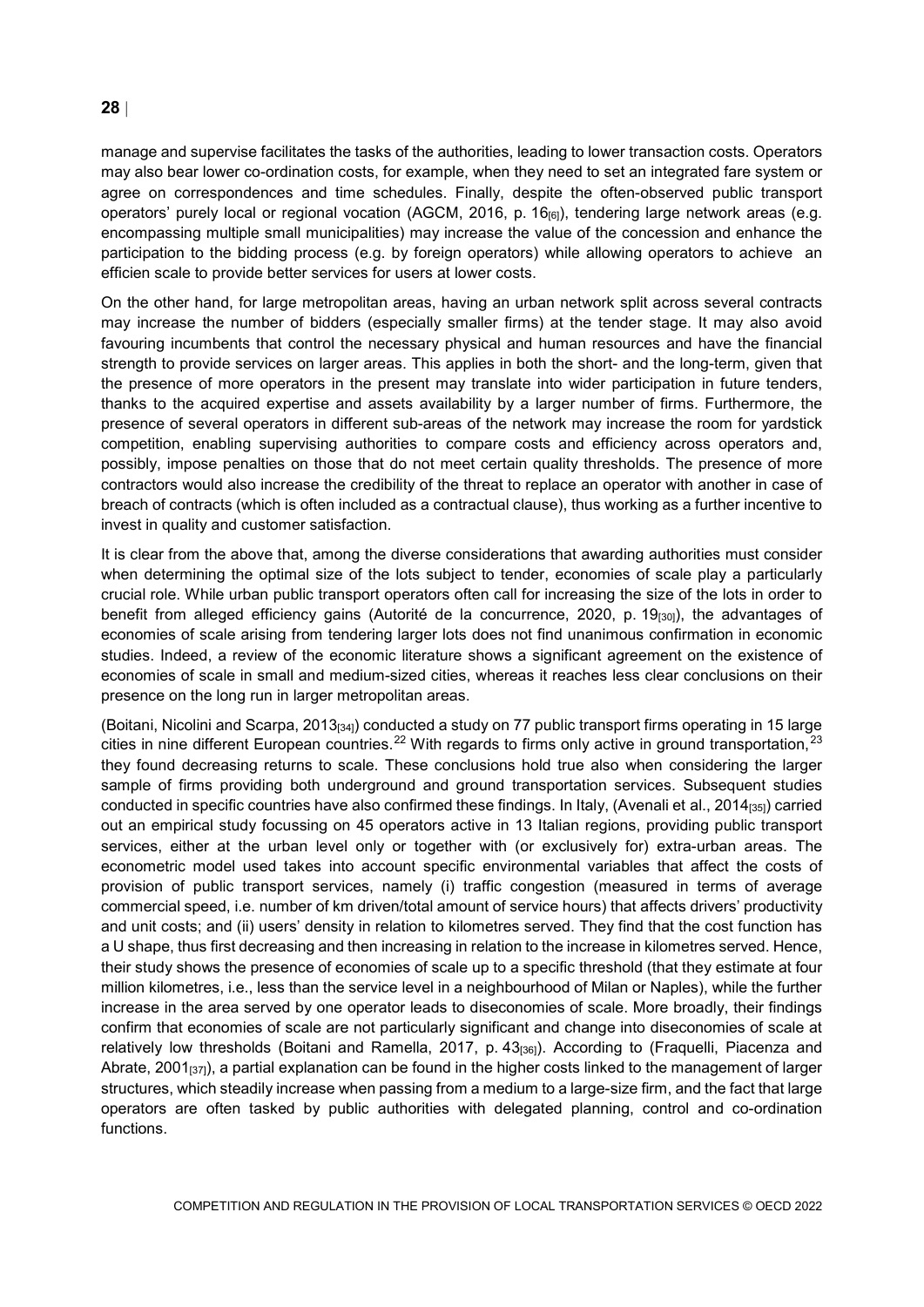manage and supervise facilitates the tasks of the authorities, leading to lower transaction costs. Operators may also bear lower co-ordination costs, for example, when they need to set an integrated fare system or agree on correspondences and time schedules. Finally, despite the often-observed public transport operators' purely local or regional vocation (AGCM, 2016, p. 16[6]), tendering large network areas (e.g. encompassing multiple small municipalities) may increase the value of the concession and enhance the participation to the bidding process (e.g. by foreign operators) while allowing operators to achieve an efficien scale to provide better services for users at lower costs.

On the other hand, for large metropolitan areas, having an urban network split across several contracts may increase the number of bidders (especially smaller firms) at the tender stage. It may also avoid favouring incumbents that control the necessary physical and human resources and have the financial strength to provide services on larger areas. This applies in both the short- and the long-term, given that the presence of more operators in the present may translate into wider participation in future tenders, thanks to the acquired expertise and assets availability by a larger number of firms. Furthermore, the presence of several operators in different sub-areas of the network may increase the room for yardstick competition, enabling supervising authorities to compare costs and efficiency across operators and, possibly, impose penalties on those that do not meet certain quality thresholds. The presence of more contractors would also increase the credibility of the threat to replace an operator with another in case of breach of contracts (which is often included as a contractual clause), thus working as a further incentive to invest in quality and customer satisfaction.

It is clear from the above that, among the diverse considerations that awarding authorities must consider when determining the optimal size of the lots subject to tender, economies of scale play a particularly crucial role. While urban public transport operators often call for increasing the size of the lots in order to benefit from alleged efficiency gains (Autorité de la concurrence, 2020, p. 19[30]), the advantages of economies of scale arising from tendering larger lots does not find unanimous confirmation in economic studies. Indeed, a review of the economic literature shows a significant agreement on the existence of economies of scale in small and medium-sized cities, whereas it reaches less clear conclusions on their presence on the long run in larger metropolitan areas.

(Boitani, Nicolini and Scarpa, 2013[34]) conducted a study on 77 public transport firms operating in 15 large cities in nine different European countries.[22] With regards to firms only active in ground transportation,[23] they found decreasing returns to scale. These conclusions hold true also when considering the larger sample of firms providing both underground and ground transportation services. Subsequent studies conducted in specific countries have also confirmed these findings. In Italy, (Avenali et al., 2014[35]) carried out an empirical study focussing on 45 operators active in 13 Italian regions, providing public transport services, either at the urban level only or together with (or exclusively for) extra-urban areas. The econometric model used takes into account specific environmental variables that affect the costs of provision of public transport services, namely (i) traffic congestion (measured in terms of average commercial speed, i.e. number of km driven/total amount of service hours) that affects drivers' productivity and unit costs; and (ii) users' density in relation to kilometres served. They find that the cost function has a U shape, thus first decreasing and then increasing in relation to the increase in kilometres served. Hence, their study shows the presence of economies of scale up to a specific threshold (that they estimate at four million kilometres, i.e., less than the service level in a neighbourhood of Milan or Naples), while the further increase in the area served by one operator leads to diseconomies of scale. More broadly, their findings confirm that economies of scale are not particularly significant and change into diseconomies of scale at relatively low thresholds (Boitani and Ramella, 2017, p. 43[36]). According to (Fraquelli, Piacenza and Abrate, 2001[37]), a partial explanation can be found in the higher costs linked to the management of larger structures, which steadily increase when passing from a medium to a large-size firm, and the fact that large operators are often tasked by public authorities with delegated planning, control and co-ordination functions.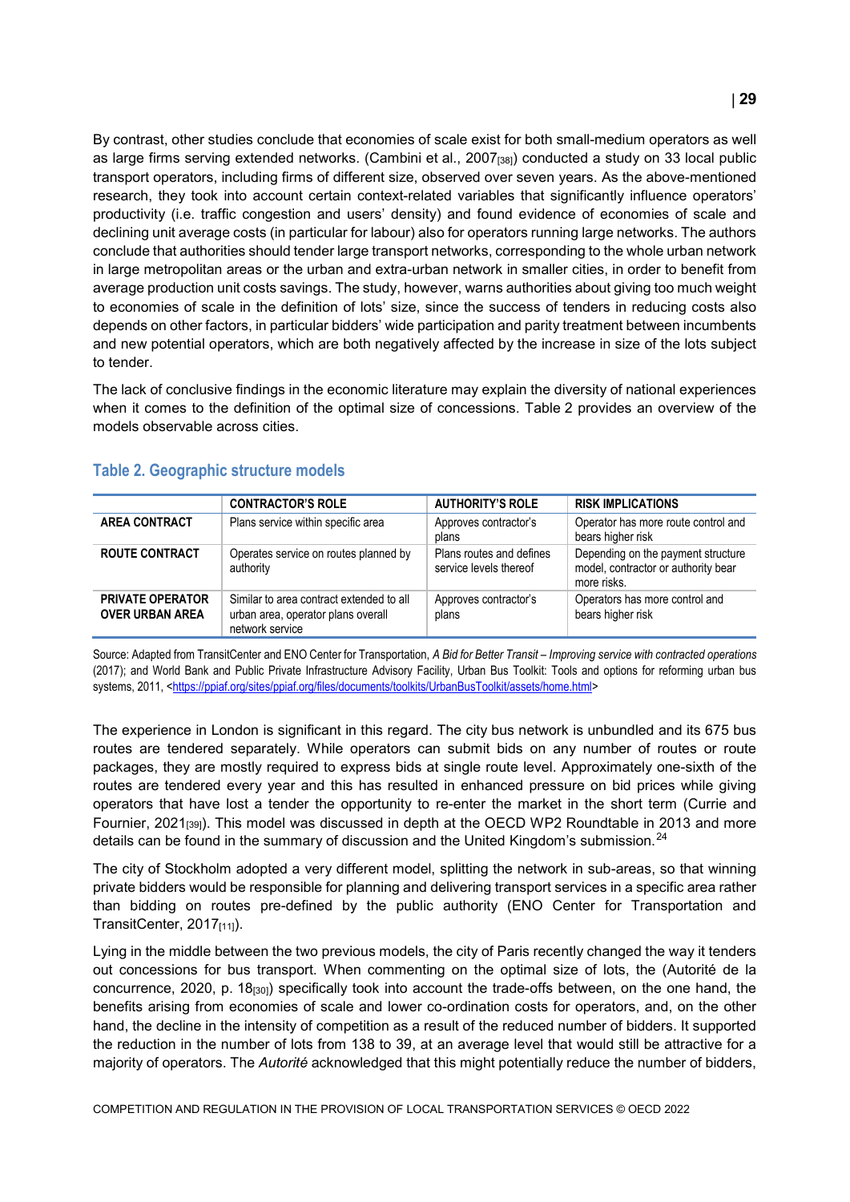By contrast, other studies conclude that economies of scale exist for both small-medium operators as well as large firms serving extended networks. (Cambini et al., 2007[38]) conducted a study on 33 local public transport operators, including firms of different size, observed over seven years. As the above-mentioned research, they took into account certain context-related variables that significantly influence operators' productivity (i.e. traffic congestion and users' density) and found evidence of economies of scale and declining unit average costs (in particular for labour) also for operators running large networks. The authors conclude that authorities should tender large transport networks, corresponding to the whole urban network in large metropolitan areas or the urban and extra-urban network in smaller cities, in order to benefit from average production unit costs savings. The study, however, warns authorities about giving too much weight to economies of scale in the definition of lots' size, since the success of tenders in reducing costs also depends on other factors, in particular bidders' wide participation and parity treatment between incumbents and new potential operators, which are both negatively affected by the increase in size of the lots subject to tender.

The lack of conclusive findings in the economic literature may explain the diversity of national experiences when it comes to the definition of the optimal size of concessions. Table 2 provides an overview of the models observable across cities.

### Table 2. Geographic structure models

| | CONTRACTOR'S ROLE | AUTHORITY'S ROLE | RISK IMPLICATIONS |
|---|---|---|---|
| **AREA CONTRACT** | Plans service within specific area | Approves contractor's plans | Operator has more route control and bears higher risk |
| **ROUTE CONTRACT** | Operates service on routes planned by authority | Plans routes and defines service levels thereof | Depending on the payment structure model, contractor or authority bear more risks. |
| **PRIVATE OPERATOR OVER URBAN AREA** | Similar to area contract extended to all urban area, operator plans overall network service | Approves contractor's plans | Operators has more control and bears higher risk |

Source: Adapted from TransitCenter and ENO Center for Transportation, *A Bid for Better Transit – Improving service with contracted operations* (2017); and World Bank and Public Private Infrastructure Advisory Facility, Urban Bus Toolkit: Tools and options for reforming urban bus systems, 2011, <https://ppiaf.org/sites/ppiaf.org/files/documents/toolkits/UrbanBusToolkit/assets/home.html>

The experience in London is significant in this regard. The city bus network is unbundled and its 675 bus routes are tendered separately. While operators can submit bids on any number of routes or route packages, they are mostly required to express bids at single route level. Approximately one-sixth of the routes are tendered every year and this has resulted in enhanced pressure on bid prices while giving operators that have lost a tender the opportunity to re-enter the market in the short term (Currie and Fournier, 2021[39]). This model was discussed in depth at the OECD WP2 Roundtable in 2013 and more details can be found in the summary of discussion and the United Kingdom's submission.[24]

The city of Stockholm adopted a very different model, splitting the network in sub-areas, so that winning private bidders would be responsible for planning and delivering transport services in a specific area rather than bidding on routes pre-defined by the public authority (ENO Center for Transportation and TransitCenter, 2017[11]).

Lying in the middle between the two previous models, the city of Paris recently changed the way it tenders out concessions for bus transport. When commenting on the optimal size of lots, the (Autorité de la concurrence, 2020, p. 18[30]) specifically took into account the trade-offs between, on the one hand, the benefits arising from economies of scale and lower co-ordination costs for operators, and, on the other hand, the decline in the intensity of competition as a result of the reduced number of bidders. It supported the reduction in the number of lots from 138 to 39, at an average level that would still be attractive for a majority of operators. The *Autorité* acknowledged that this might potentially reduce the number of bidders,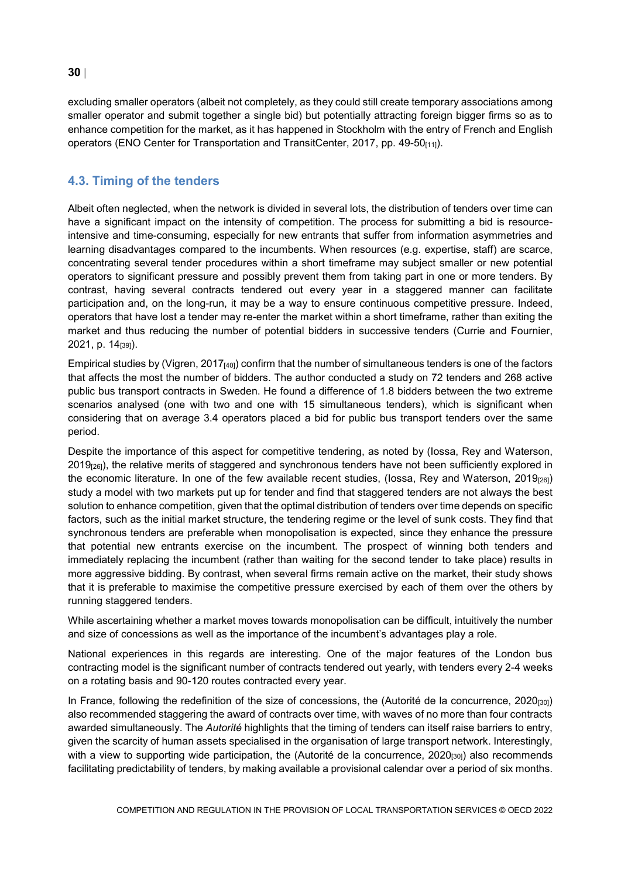excluding smaller operators (albeit not completely, as they could still create temporary associations among smaller operator and submit together a single bid) but potentially attracting foreign bigger firms so as to enhance competition for the market, as it has happened in Stockholm with the entry of French and English operators (ENO Center for Transportation and TransitCenter, 2017, pp. 49-50[11]).

## 4.3. Timing of the tenders

Albeit often neglected, when the network is divided in several lots, the distribution of tenders over time can have a significant impact on the intensity of competition. The process for submitting a bid is resource-intensive and time-consuming, especially for new entrants that suffer from information asymmetries and learning disadvantages compared to the incumbents. When resources (e.g. expertise, staff) are scarce, concentrating several tender procedures within a short timeframe may subject smaller or new potential operators to significant pressure and possibly prevent them from taking part in one or more tenders. By contrast, having several contracts tendered out every year in a staggered manner can facilitate participation and, on the long-run, it may be a way to ensure continuous competitive pressure. Indeed, operators that have lost a tender may re-enter the market within a short timeframe, rather than exiting the market and thus reducing the number of potential bidders in successive tenders (Currie and Fournier, 2021, p. 14[39]).

Empirical studies by (Vigren, 2017[40]) confirm that the number of simultaneous tenders is one of the factors that affects the most the number of bidders. The author conducted a study on 72 tenders and 268 active public bus transport contracts in Sweden. He found a difference of 1.8 bidders between the two extreme scenarios analysed (one with two and one with 15 simultaneous tenders), which is significant when considering that on average 3.4 operators placed a bid for public bus transport tenders over the same period.

Despite the importance of this aspect for competitive tendering, as noted by (Iossa, Rey and Waterson, 2019[26]), the relative merits of staggered and synchronous tenders have not been sufficiently explored in the economic literature. In one of the few available recent studies, (Iossa, Rey and Waterson, 2019[26]) study a model with two markets put up for tender and find that staggered tenders are not always the best solution to enhance competition, given that the optimal distribution of tenders over time depends on specific factors, such as the initial market structure, the tendering regime or the level of sunk costs. They find that synchronous tenders are preferable when monopolisation is expected, since they enhance the pressure that potential new entrants exercise on the incumbent. The prospect of winning both tenders and immediately replacing the incumbent (rather than waiting for the second tender to take place) results in more aggressive bidding. By contrast, when several firms remain active on the market, their study shows that it is preferable to maximise the competitive pressure exercised by each of them over the others by running staggered tenders.

While ascertaining whether a market moves towards monopolisation can be difficult, intuitively the number and size of concessions as well as the importance of the incumbent's advantages play a role.

National experiences in this regards are interesting. One of the major features of the London bus contracting model is the significant number of contracts tendered out yearly, with tenders every 2-4 weeks on a rotating basis and 90-120 routes contracted every year.

In France, following the redefinition of the size of concessions, the (Autorité de la concurrence, 2020[30]) also recommended staggering the award of contracts over time, with waves of no more than four contracts awarded simultaneously. The *Autorité* highlights that the timing of tenders can itself raise barriers to entry, given the scarcity of human assets specialised in the organisation of large transport network. Interestingly, with a view to supporting wide participation, the (Autorité de la concurrence, 2020[30]) also recommends facilitating predictability of tenders, by making available a provisional calendar over a period of six months.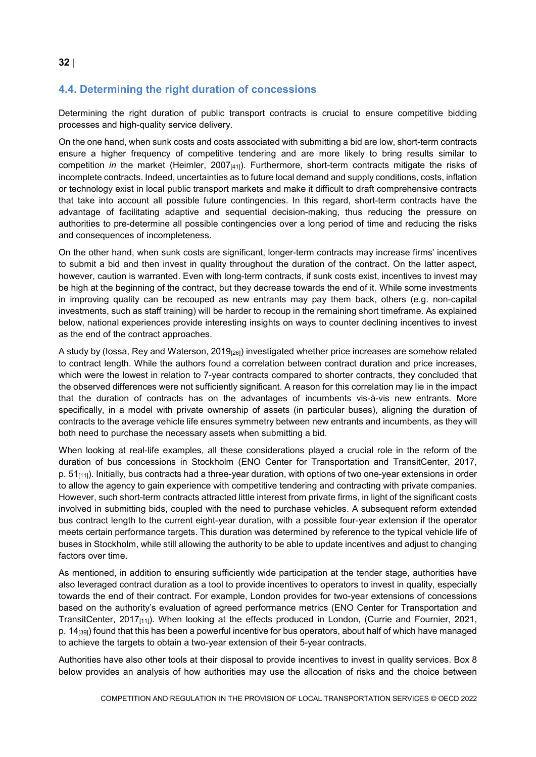## 4.4. Determining the right duration of concessions

Determining the right duration of public transport contracts is crucial to ensure competitive bidding processes and high-quality service delivery.

On the one hand, when sunk costs and costs associated with submitting a bid are low, short-term contracts ensure a higher frequency of competitive tendering and are more likely to bring results similar to competition *in* the market (Heimler, 2007[41]). Furthermore, short-term contracts mitigate the risks of incomplete contracts. Indeed, uncertainties as to future local demand and supply conditions, costs, inflation or technology exist in local public transport markets and make it difficult to draft comprehensive contracts that take into account all possible future contingencies. In this regard, short-term contracts have the advantage of facilitating adaptive and sequential decision-making, thus reducing the pressure on authorities to pre-determine all possible contingencies over a long period of time and reducing the risks and consequences of incompleteness.

On the other hand, when sunk costs are significant, longer-term contracts may increase firms' incentives to submit a bid and then invest in quality throughout the duration of the contract. On the latter aspect, however, caution is warranted. Even with long-term contracts, if sunk costs exist, incentives to invest may be high at the beginning of the contract, but they decrease towards the end of it. While some investments in improving quality can be recouped as new entrants may pay them back, others (e.g. non-capital investments, such as staff training) will be harder to recoup in the remaining short timeframe. As explained below, national experiences provide interesting insights on ways to counter declining incentives to invest as the end of the contract approaches.

A study by (Iossa, Rey and Waterson, 2019[26]) investigated whether price increases are somehow related to contract length. While the authors found a correlation between contract duration and price increases, which were the lowest in relation to 7-year contracts compared to shorter contracts, they concluded that the observed differences were not sufficiently significant. A reason for this correlation may lie in the impact that the duration of contracts has on the advantages of incumbents vis-à-vis new entrants. More specifically, in a model with private ownership of assets (in particular buses), aligning the duration of contracts to the average vehicle life ensures symmetry between new entrants and incumbents, as they will both need to purchase the necessary assets when submitting a bid.

When looking at real-life examples, all these considerations played a crucial role in the reform of the duration of bus concessions in Stockholm (ENO Center for Transportation and TransitCenter, 2017, p. 51[11]). Initially, bus contracts had a three-year duration, with options of two one-year extensions in order to allow the agency to gain experience with competitive tendering and contracting with private companies. However, such short-term contracts attracted little interest from private firms, in light of the significant costs involved in submitting bids, coupled with the need to purchase vehicles. A subsequent reform extended bus contract length to the current eight-year duration, with a possible four-year extension if the operator meets certain performance targets. This duration was determined by reference to the typical vehicle life of buses in Stockholm, while still allowing the authority to be able to update incentives and adjust to changing factors over time.

As mentioned, in addition to ensuring sufficiently wide participation at the tender stage, authorities have also leveraged contract duration as a tool to provide incentives to operators to invest in quality, especially towards the end of their contract. For example, London provides for two-year extensions of concessions based on the authority's evaluation of agreed performance metrics (ENO Center for Transportation and TransitCenter, 2017[11]). When looking at the effects produced in London, (Currie and Fournier, 2021, p. 14[39]) found that this has been a powerful incentive for bus operators, about half of which have managed to achieve the targets to obtain a two-year extension of their 5-year contracts.

Authorities have also other tools at their disposal to provide incentives to invest in quality services. Box 8 below provides an analysis of how authorities may use the allocation of risks and the choice between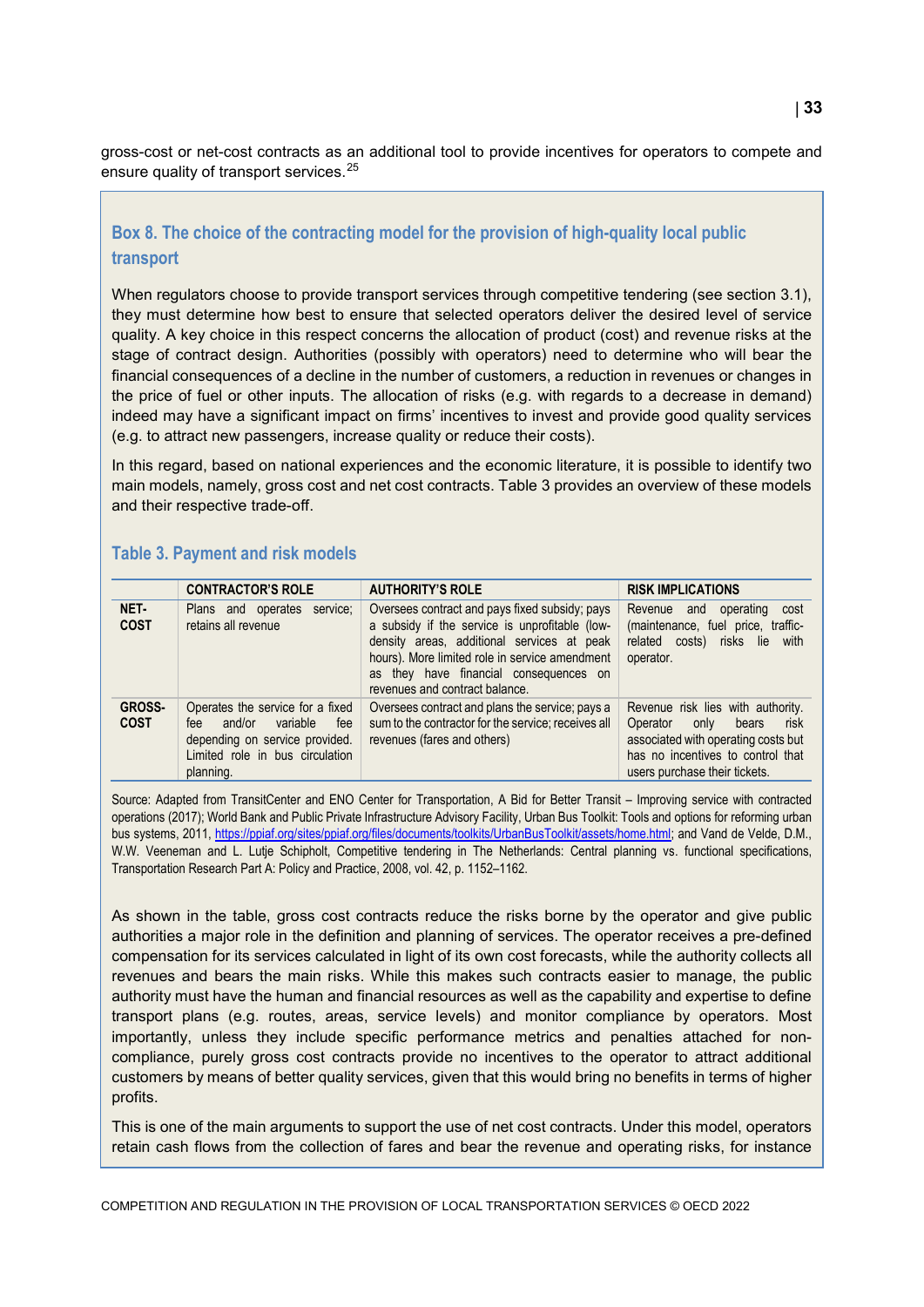gross-cost or net-cost contracts as an additional tool to provide incentives for operators to compete and ensure quality of transport services.[25]

### Box 8. The choice of the contracting model for the provision of high-quality local public transport

When regulators choose to provide transport services through competitive tendering (see section 3.1), they must determine how best to ensure that selected operators deliver the desired level of service quality. A key choice in this respect concerns the allocation of product (cost) and revenue risks at the stage of contract design. Authorities (possibly with operators) need to determine who will bear the financial consequences of a decline in the number of customers, a reduction in revenues or changes in the price of fuel or other inputs. The allocation of risks (e.g. with regards to a decrease in demand) indeed may have a significant impact on firms' incentives to invest and provide good quality services (e.g. to attract new passengers, increase quality or reduce their costs).

In this regard, based on national experiences and the economic literature, it is possible to identify two main models, namely, gross cost and net cost contracts. Table 3 provides an overview of these models and their respective trade-off.

#### Table 3. Payment and risk models

| | CONTRACTOR'S ROLE | AUTHORITY'S ROLE | RISK IMPLICATIONS |
|---|---|---|---|
| **NET-COST** | Plans and operates service; retains all revenue | Oversees contract and pays fixed subsidy; pays a subsidy if the service is unprofitable (low-density areas, additional services at peak hours). More limited role in service amendment as they have financial consequences on revenues and contract balance. | Revenue and operating cost (maintenance, fuel price, traffic-related costs) risks lie with operator. |
| **GROSS-COST** | Operates the service for a fixed fee and/or variable fee depending on service provided. Limited role in bus circulation planning. | Oversees contract and plans the service; pays a sum to the contractor for the service; receives all revenues (fares and others) | Revenue risk lies with authority. Operator only bears risk associated with operating costs but has no incentives to control that users purchase their tickets. |

Source: Adapted from TransitCenter and ENO Center for Transportation, A Bid for Better Transit – Improving service with contracted operations (2017); World Bank and Public Private Infrastructure Advisory Facility, Urban Bus Toolkit: Tools and options for reforming urban bus systems, 2011, https://ppiaf.org/sites/ppiaf.org/files/documents/toolkits/UrbanBusToolkit/assets/home.html; and Vand de Velde, D.M., W.W. Veeneman and L. Lutje Schipholt, Competitive tendering in The Netherlands: Central planning vs. functional specifications, Transportation Research Part A: Policy and Practice, 2008, vol. 42, p. 1152–1162.

As shown in the table, gross cost contracts reduce the risks borne by the operator and give public authorities a major role in the definition and planning of services. The operator receives a pre-defined compensation for its services calculated in light of its own cost forecasts, while the authority collects all revenues and bears the main risks. While this makes such contracts easier to manage, the public authority must have the human and financial resources as well as the capability and expertise to define transport plans (e.g. routes, areas, service levels) and monitor compliance by operators. Most importantly, unless they include specific performance metrics and penalties attached for non-compliance, purely gross cost contracts provide no incentives to the operator to attract additional customers by means of better quality services, given that this would bring no benefits in terms of higher profits.

This is one of the main arguments to support the use of net cost contracts. Under this model, operators retain cash flows from the collection of fares and bear the revenue and operating risks, for instance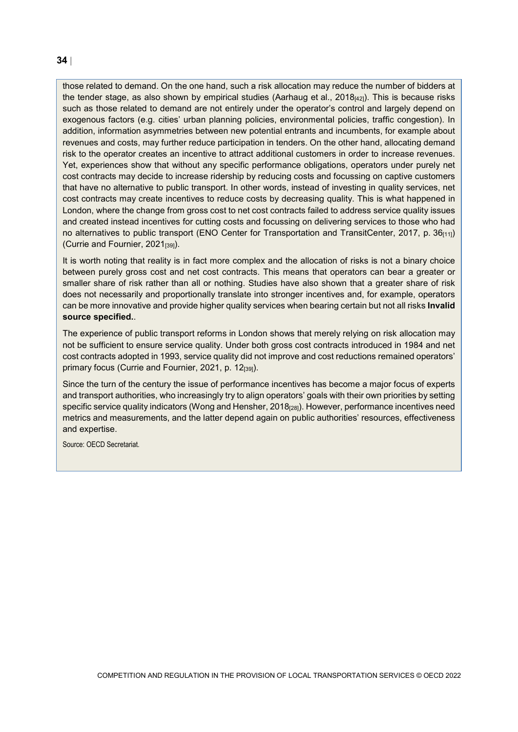those related to demand. On the one hand, such a risk allocation may reduce the number of bidders at the tender stage, as also shown by empirical studies (Aarhaug et al., 2018[42]). This is because risks such as those related to demand are not entirely under the operator's control and largely depend on exogenous factors (e.g. cities' urban planning policies, environmental policies, traffic congestion). In addition, information asymmetries between new potential entrants and incumbents, for example about revenues and costs, may further reduce participation in tenders. On the other hand, allocating demand risk to the operator creates an incentive to attract additional customers in order to increase revenues. Yet, experiences show that without any specific performance obligations, operators under purely net cost contracts may decide to increase ridership by reducing costs and focussing on captive customers that have no alternative to public transport. In other words, instead of investing in quality services, net cost contracts may create incentives to reduce costs by decreasing quality. This is what happened in London, where the change from gross cost to net cost contracts failed to address service quality issues and created instead incentives for cutting costs and focussing on delivering services to those who had no alternatives to public transport (ENO Center for Transportation and TransitCenter, 2017, p. 36[11]) (Currie and Fournier, 2021[39]).

It is worth noting that reality is in fact more complex and the allocation of risks is not a binary choice between purely gross cost and net cost contracts. This means that operators can bear a greater or smaller share of risk rather than all or nothing. Studies have also shown that a greater share of risk does not necessarily and proportionally translate into stronger incentives and, for example, operators can be more innovative and provide higher quality services when bearing certain but not all risks **Invalid source specified.**.

The experience of public transport reforms in London shows that merely relying on risk allocation may not be sufficient to ensure service quality. Under both gross cost contracts introduced in 1984 and net cost contracts adopted in 1993, service quality did not improve and cost reductions remained operators' primary focus (Currie and Fournier, 2021, p. 12[39]).

Since the turn of the century the issue of performance incentives has become a major focus of experts and transport authorities, who increasingly try to align operators' goals with their own priorities by setting specific service quality indicators (Wong and Hensher, 2018[28]). However, performance incentives need metrics and measurements, and the latter depend again on public authorities' resources, effectiveness and expertise.

Source: OECD Secretariat.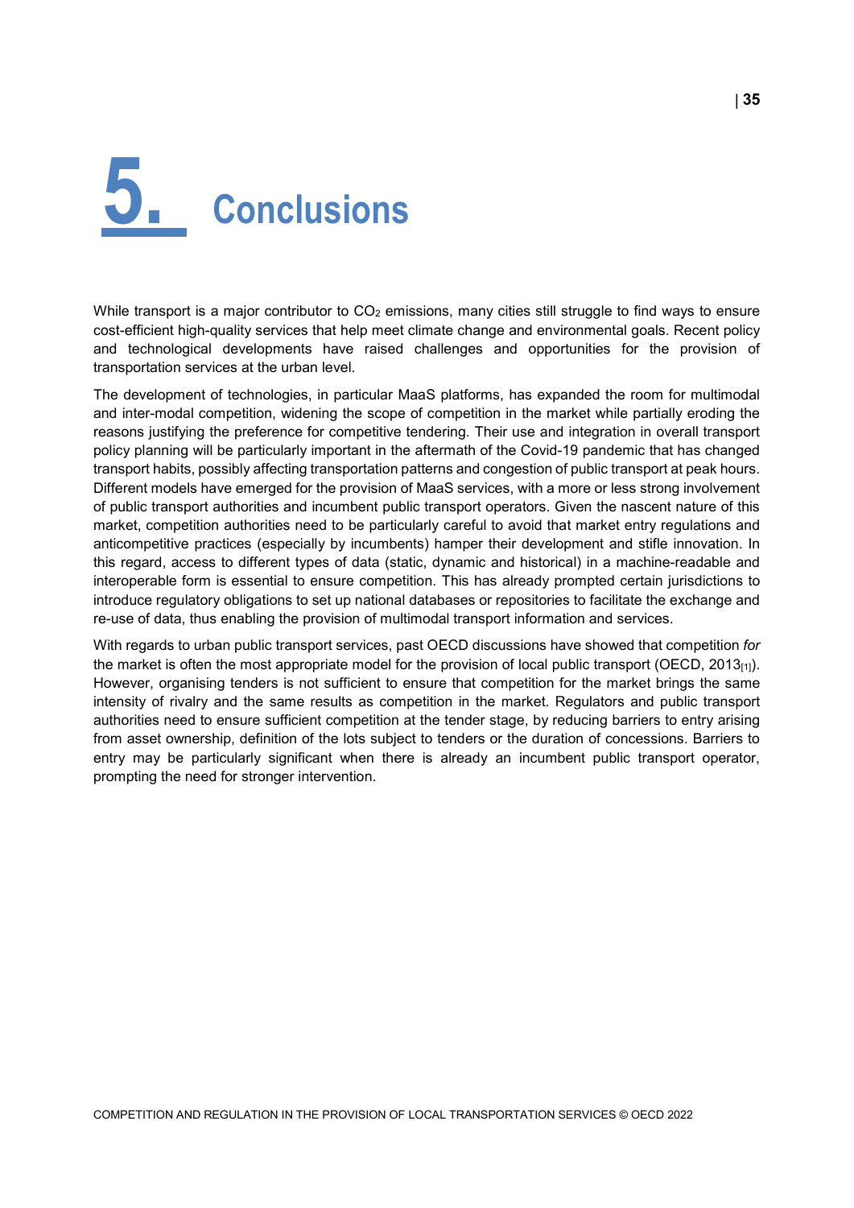# 5. Conclusions

While transport is a major contributor to $CO_2$ emissions, many cities still struggle to find ways to ensure cost-efficient high-quality services that help meet climate change and environmental goals. Recent policy and technological developments have raised challenges and opportunities for the provision of transportation services at the urban level.

The development of technologies, in particular MaaS platforms, has expanded the room for multimodal and inter-modal competition, widening the scope of competition in the market while partially eroding the reasons justifying the preference for competitive tendering. Their use and integration in overall transport policy planning will be particularly important in the aftermath of the Covid-19 pandemic that has changed transport habits, possibly affecting transportation patterns and congestion of public transport at peak hours. Different models have emerged for the provision of MaaS services, with a more or less strong involvement of public transport authorities and incumbent public transport operators. Given the nascent nature of this market, competition authorities need to be particularly careful to avoid that market entry regulations and anticompetitive practices (especially by incumbents) hamper their development and stifle innovation. In this regard, access to different types of data (static, dynamic and historical) in a machine-readable and interoperable form is essential to ensure competition. This has already prompted certain jurisdictions to introduce regulatory obligations to set up national databases or repositories to facilitate the exchange and re-use of data, thus enabling the provision of multimodal transport information and services.

With regards to urban public transport services, past OECD discussions have showed that competition *for* the market is often the most appropriate model for the provision of local public transport (OECD, 2013[1]). However, organising tenders is not sufficient to ensure that competition for the market brings the same intensity of rivalry and the same results as competition in the market. Regulators and public transport authorities need to ensure sufficient competition at the tender stage, by reducing barriers to entry arising from asset ownership, definition of the lots subject to tenders or the duration of concessions. Barriers to entry may be particularly significant when there is already an incumbent public transport operator, prompting the need for stronger intervention.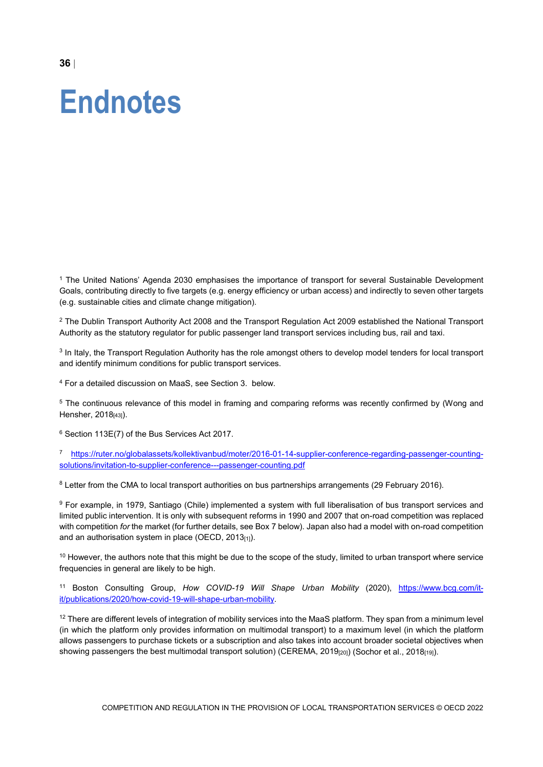# Endnotes

[1] The United Nations' Agenda 2030 emphasises the importance of transport for several Sustainable Development Goals, contributing directly to five targets (e.g. energy efficiency or urban access) and indirectly to seven other targets (e.g. sustainable cities and climate change mitigation).

[2] The Dublin Transport Authority Act 2008 and the Transport Regulation Act 2009 established the National Transport Authority as the statutory regulator for public passenger land transport services including bus, rail and taxi.

[3] In Italy, the Transport Regulation Authority has the role amongst others to develop model tenders for local transport and identify minimum conditions for public transport services.

[4] For a detailed discussion on MaaS, see Section 3. below.

[5] The continuous relevance of this model in framing and comparing reforms was recently confirmed by (Wong and Hensher, 2018[43]).

[6] Section 113E(7) of the Bus Services Act 2017.

[7] https://ruter.no/globalassets/kollektivanbud/moter/2016-01-14-supplier-conference-regarding-passenger-counting-solutions/invitation-to-supplier-conference---passenger-counting.pdf

[8] Letter from the CMA to local transport authorities on bus partnerships arrangements (29 February 2016).

[9] For example, in 1979, Santiago (Chile) implemented a system with full liberalisation of bus transport services and limited public intervention. It is only with subsequent reforms in 1990 and 2007 that on-road competition was replaced with competition *for* the market (for further details, see Box 7 below). Japan also had a model with on-road competition and an authorisation system in place (OECD, 2013[1]).

[10] However, the authors note that this might be due to the scope of the study, limited to urban transport where service frequencies in general are likely to be high.

[11] Boston Consulting Group, *How COVID-19 Will Shape Urban Mobility* (2020), https://www.bcg.com/it-it/publications/2020/how-covid-19-will-shape-urban-mobility.

[12] There are different levels of integration of mobility services into the MaaS platform. They span from a minimum level (in which the platform only provides information on multimodal transport) to a maximum level (in which the platform allows passengers to purchase tickets or a subscription and also takes into account broader societal objectives when showing passengers the best multimodal transport solution) (CEREMA, 2019[20]) (Sochor et al., 2018[19]).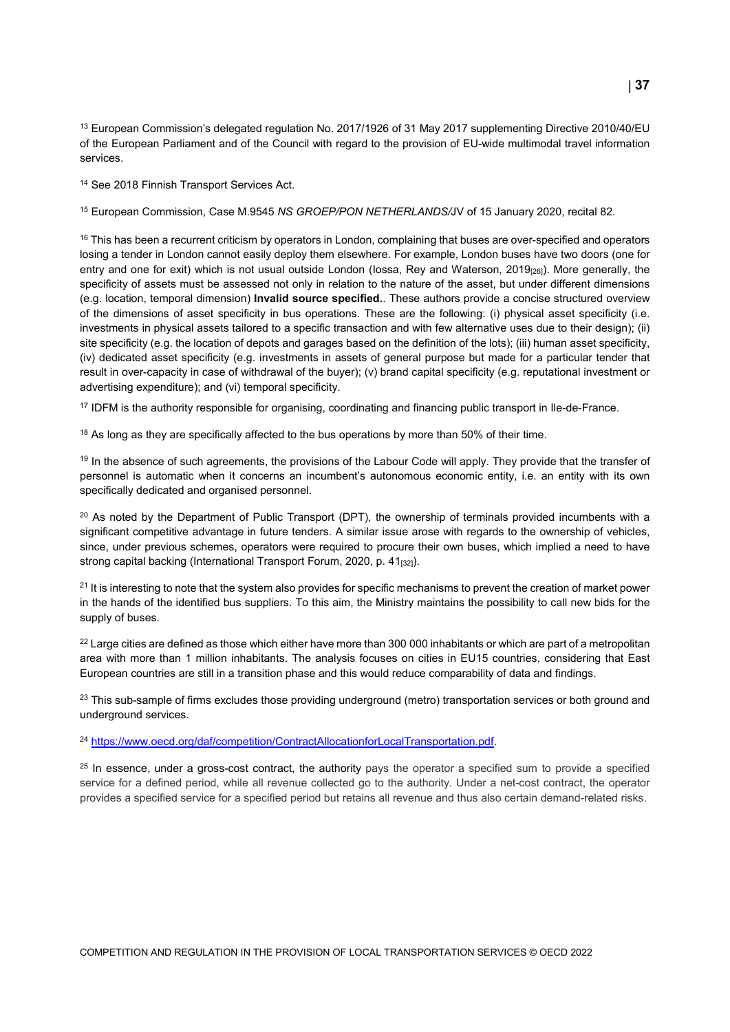[13] European Commission's delegated regulation No. 2017/1926 of 31 May 2017 supplementing Directive 2010/40/EU of the European Parliament and of the Council with regard to the provision of EU-wide multimodal travel information services.

[14] See 2018 Finnish Transport Services Act.

[15] European Commission, Case M.9545 *NS GROEP/PON NETHERLANDS/*JV of 15 January 2020, recital 82.

[16] This has been a recurrent criticism by operators in London, complaining that buses are over-specified and operators losing a tender in London cannot easily deploy them elsewhere. For example, London buses have two doors (one for entry and one for exit) which is not usual outside London (Iossa, Rey and Waterson, 2019[26]). More generally, the specificity of assets must be assessed not only in relation to the nature of the asset, but under different dimensions (e.g. location, temporal dimension) **Invalid source specified.**. These authors provide a concise structured overview of the dimensions of asset specificity in bus operations. These are the following: (i) physical asset specificity (i.e. investments in physical assets tailored to a specific transaction and with few alternative uses due to their design); (ii) site specificity (e.g. the location of depots and garages based on the definition of the lots); (iii) human asset specificity, (iv) dedicated asset specificity (e.g. investments in assets of general purpose but made for a particular tender that result in over-capacity in case of withdrawal of the buyer); (v) brand capital specificity (e.g. reputational investment or advertising expenditure); and (vi) temporal specificity.

[17] IDFM is the authority responsible for organising, coordinating and financing public transport in Ile-de-France.

[18] As long as they are specifically affected to the bus operations by more than 50% of their time.

[19] In the absence of such agreements, the provisions of the Labour Code will apply. They provide that the transfer of personnel is automatic when it concerns an incumbent's autonomous economic entity, i.e. an entity with its own specifically dedicated and organised personnel.

[20] As noted by the Department of Public Transport (DPT), the ownership of terminals provided incumbents with a significant competitive advantage in future tenders. A similar issue arose with regards to the ownership of vehicles, since, under previous schemes, operators were required to procure their own buses, which implied a need to have strong capital backing (International Transport Forum, 2020, p. 41[32]).

[21] It is interesting to note that the system also provides for specific mechanisms to prevent the creation of market power in the hands of the identified bus suppliers. To this aim, the Ministry maintains the possibility to call new bids for the supply of buses.

[22] Large cities are defined as those which either have more than 300 000 inhabitants or which are part of a metropolitan area with more than 1 million inhabitants. The analysis focuses on cities in EU15 countries, considering that East European countries are still in a transition phase and this would reduce comparability of data and findings.

[23] This sub-sample of firms excludes those providing underground (metro) transportation services or both ground and underground services.

[24] https://www.oecd.org/daf/competition/ContractAllocationforLocalTransportation.pdf.

[25] In essence, under a gross-cost contract, the authority pays the operator a specified sum to provide a specified service for a defined period, while all revenue collected go to the authority. Under a net-cost contract, the operator provides a specified service for a specified period but retains all revenue and thus also certain demand-related risks.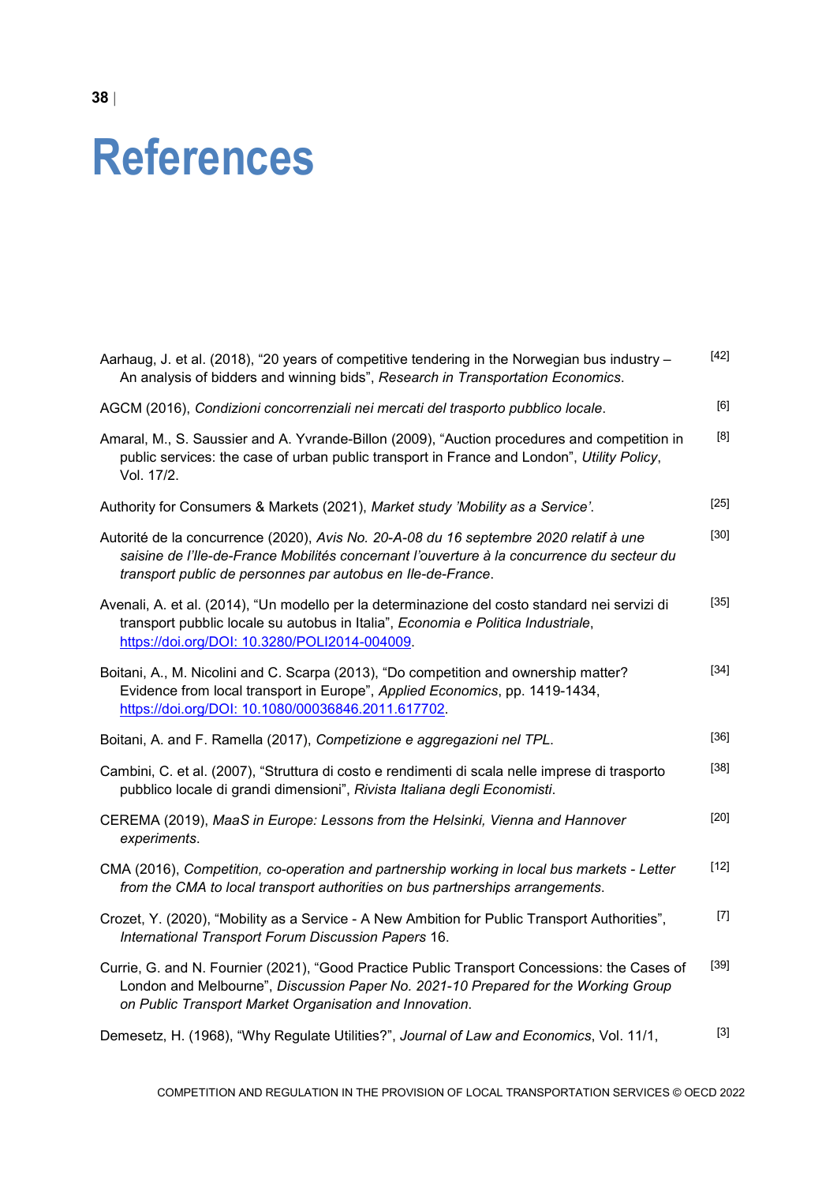# References

Aarhaug, J. et al. (2018), “20 years of competitive tendering in the Norwegian bus industry – An analysis of bidders and winning bids”, *Research in Transportation Economics*. [42]

AGCM (2016), *Condizioni concorrenziali nei mercati del trasporto pubblico locale*. [6]

Amaral, M., S. Saussier and A. Yvrande-Billon (2009), “Auction procedures and competition in public services: the case of urban public transport in France and London”, *Utility Policy*, Vol. 17/2. [8]

Authority for Consumers & Markets (2021), *Market study 'Mobility as a Service'*. [25]

Autorité de la concurrence (2020), *Avis No. 20-A-08 du 16 septembre 2020 relatif à une saisine de l’Ile-de-France Mobilités concernant l’ouverture à la concurrence du secteur du transport public de personnes par autobus en Ile-de-France*. [30]

Avenali, A. et al. (2014), “Un modello per la determinazione del costo standard nei servizi di transporto pubblic locale su autobus in Italia”, *Economia e Politica Industriale*, https://doi.org/DOI: 10.3280/POLI2014-004009. [35]

Boitani, A., M. Nicolini and C. Scarpa (2013), “Do competition and ownership matter? Evidence from local transport in Europe”, *Applied Economics*, pp. 1419-1434, https://doi.org/DOI: 10.1080/00036846.2011.617702. [34]

Boitani, A. and F. Ramella (2017), *Competizione e aggregazioni nel TPL*. [36]

Cambini, C. et al. (2007), “Struttura di costo e rendimenti di scala nelle imprese di trasporto pubblico locale di grandi dimensioni”, *Rivista Italiana degli Economisti*. [38]

CEREMA (2019), *MaaS in Europe: Lessons from the Helsinki, Vienna and Hannover experiments*. [20]

CMA (2016), *Competition, co-operation and partnership working in local bus markets - Letter from the CMA to local transport authorities on bus partnerships arrangements*. [12]

Crozet, Y. (2020), “Mobility as a Service - A New Ambition for Public Transport Authorities”, *International Transport Forum Discussion Papers* 16. [7]

Currie, G. and N. Fournier (2021), “Good Practice Public Transport Concessions: the Cases of London and Melbourne”, *Discussion Paper No. 2021-10 Prepared for the Working Group on Public Transport Market Organisation and Innovation*. [39]

Demesetz, H. (1968), “Why Regulate Utilities?”, *Journal of Law and Economics*, Vol. 11/1, [3]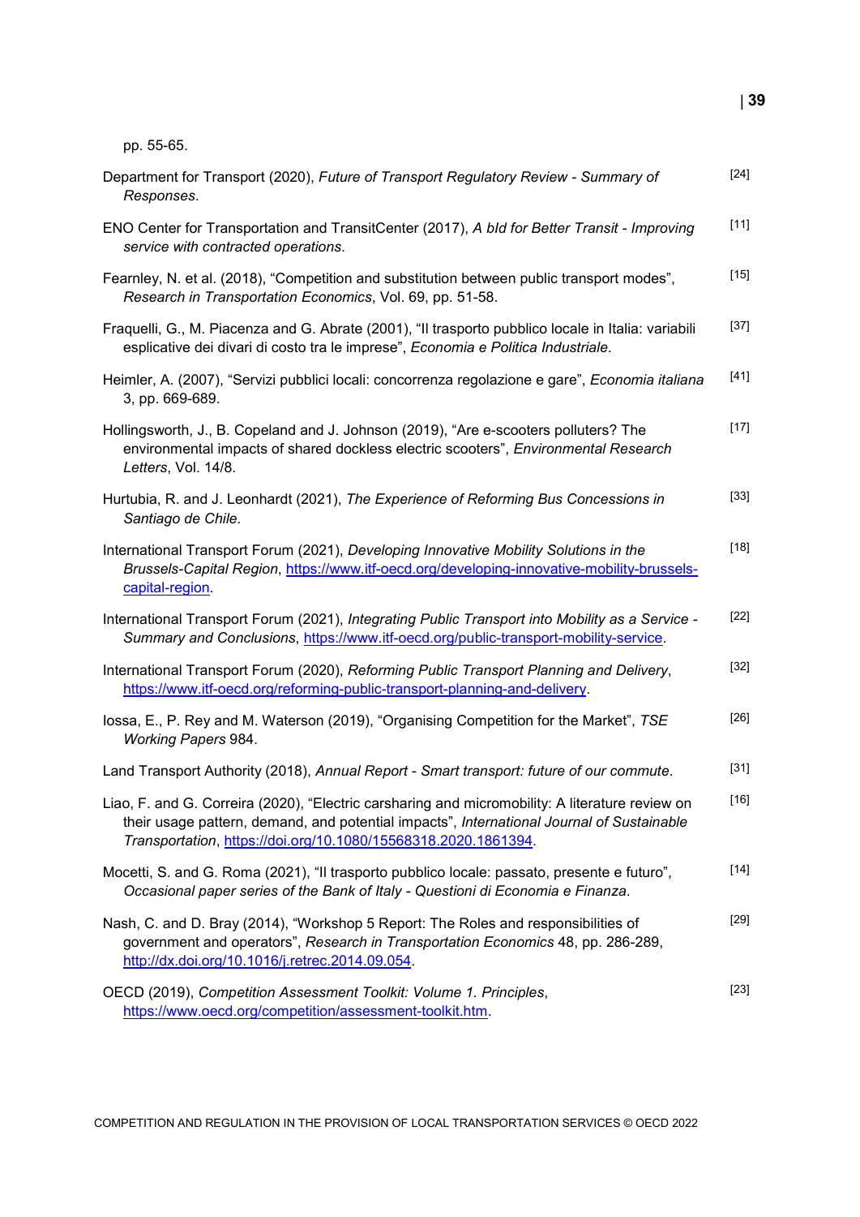pp. 55-65.

Department for Transport (2020), *Future of Transport Regulatory Review - Summary of Responses*. [24]

ENO Center for Transportation and TransitCenter (2017), *A bId for Better Transit - Improving service with contracted operations*. [11]

Fearnley, N. et al. (2018), "Competition and substitution between public transport modes", *Research in Transportation Economics*, Vol. 69, pp. 51-58. [15]

Fraquelli, G., M. Piacenza and G. Abrate (2001), "Il trasporto pubblico locale in Italia: variabili esplicative dei divari di costo tra le imprese", *Economia e Politica Industriale*. [37]

Heimler, A. (2007), "Servizi pubblici locali: concorrenza regolazione e gare", *Economia italiana* 3, pp. 669-689. [41]

Hollingsworth, J., B. Copeland and J. Johnson (2019), "Are e-scooters polluters? The environmental impacts of shared dockless electric scooters", *Environmental Research Letters*, Vol. 14/8. [17]

Hurtubia, R. and J. Leonhardt (2021), *The Experience of Reforming Bus Concessions in Santiago de Chile*. [33]

International Transport Forum (2021), *Developing Innovative Mobility Solutions in the Brussels-Capital Region*, https://www.itf-oecd.org/developing-innovative-mobility-brussels-capital-region. [18]

International Transport Forum (2021), *Integrating Public Transport into Mobility as a Service - Summary and Conclusions*, https://www.itf-oecd.org/public-transport-mobility-service. [22]

International Transport Forum (2020), *Reforming Public Transport Planning and Delivery*, https://www.itf-oecd.org/reforming-public-transport-planning-and-delivery. [32]

Iossa, E., P. Rey and M. Waterson (2019), "Organising Competition for the Market", *TSE Working Papers* 984. [26]

Land Transport Authority (2018), *Annual Report - Smart transport: future of our commute*. [31]

Liao, F. and G. Correira (2020), "Electric carsharing and micromobility: A literature review on their usage pattern, demand, and potential impacts", *International Journal of Sustainable Transportation*, https://doi.org/10.1080/15568318.2020.1861394. [16]

Mocetti, S. and G. Roma (2021), "Il trasporto pubblico locale: passato, presente e futuro", *Occasional paper series of the Bank of Italy - Questioni di Economia e Finanza*. [14]

Nash, C. and D. Bray (2014), "Workshop 5 Report: The Roles and responsibilities of government and operators", *Research in Transportation Economics* 48, pp. 286-289, http://dx.doi.org/10.1016/j.retrec.2014.09.054. [29]

OECD (2019), *Competition Assessment Toolkit: Volume 1. Principles*, https://www.oecd.org/competition/assessment-toolkit.htm. [23]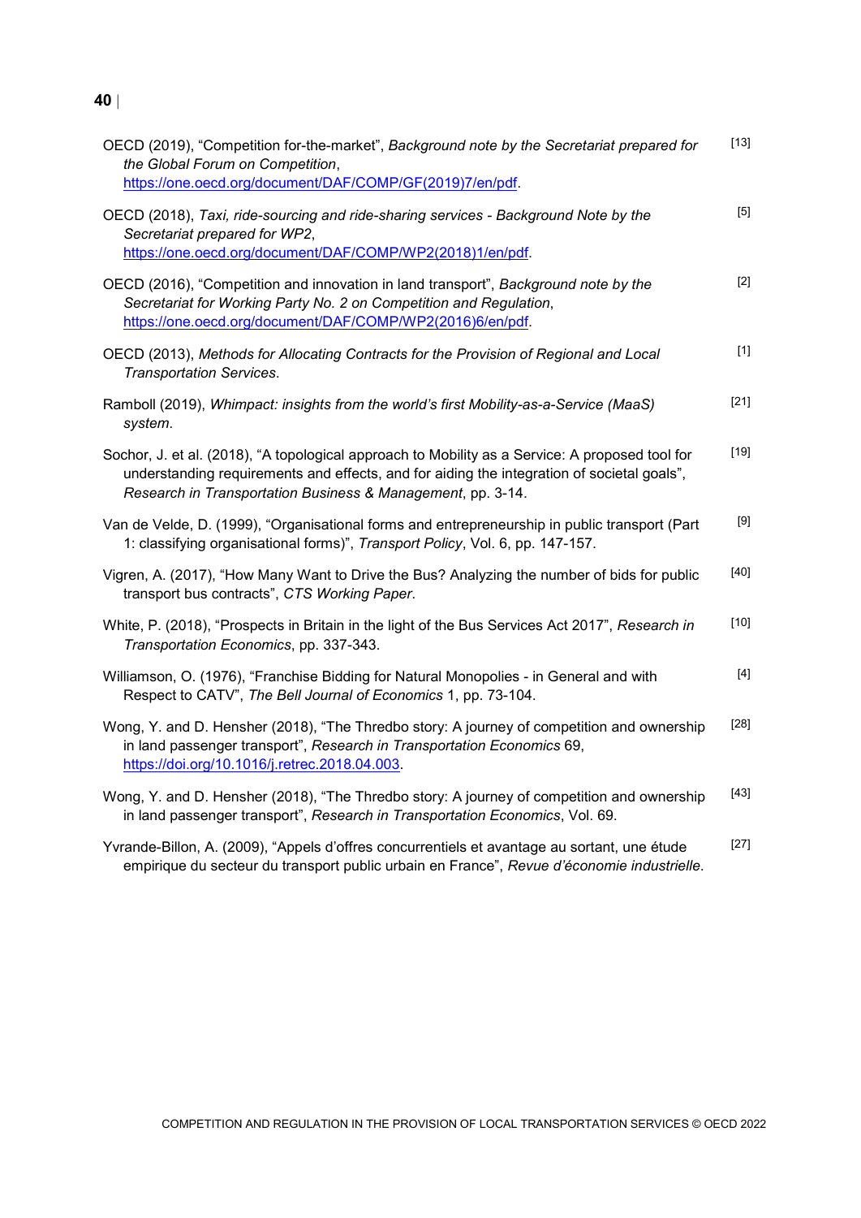OECD (2019), "Competition for-the-market", *Background note by the Secretariat prepared for the Global Forum on Competition*, https://one.oecd.org/document/DAF/COMP/GF(2019)7/en/pdf. [13]

OECD (2018), *Taxi, ride-sourcing and ride-sharing services - Background Note by the Secretariat prepared for WP2*, https://one.oecd.org/document/DAF/COMP/WP2(2018)1/en/pdf. [5]

OECD (2016), "Competition and innovation in land transport", *Background note by the Secretariat for Working Party No. 2 on Competition and Regulation*, https://one.oecd.org/document/DAF/COMP/WP2(2016)6/en/pdf. [2]

OECD (2013), *Methods for Allocating Contracts for the Provision of Regional and Local Transportation Services*. [1]

Ramboll (2019), *Whimpact: insights from the world's first Mobility-as-a-Service (MaaS) system*. [21]

Sochor, J. et al. (2018), "A topological approach to Mobility as a Service: A proposed tool for understanding requirements and effects, and for aiding the integration of societal goals", *Research in Transportation Business & Management*, pp. 3-14. [19]

Van de Velde, D. (1999), "Organisational forms and entrepreneurship in public transport (Part 1: classifying organisational forms)", *Transport Policy*, Vol. 6, pp. 147-157. [9]

Vigren, A. (2017), "How Many Want to Drive the Bus? Analyzing the number of bids for public transport bus contracts", *CTS Working Paper*. [40]

White, P. (2018), "Prospects in Britain in the light of the Bus Services Act 2017", *Research in Transportation Economics*, pp. 337-343. [10]

Williamson, O. (1976), "Franchise Bidding for Natural Monopolies - in General and with Respect to CATV", *The Bell Journal of Economics* 1, pp. 73-104. [4]

Wong, Y. and D. Hensher (2018), "The Thredbo story: A journey of competition and ownership in land passenger transport", *Research in Transportation Economics* 69, https://doi.org/10.1016/j.retrec.2018.04.003. [28]

Wong, Y. and D. Hensher (2018), "The Thredbo story: A journey of competition and ownership in land passenger transport", *Research in Transportation Economics*, Vol. 69. [43]

Yvrande-Billon, A. (2009), "Appels d'offres concurrentiels et avantage au sortant, une étude empirique du secteur du transport public urbain en France", *Revue d'économie industrielle*. [27]